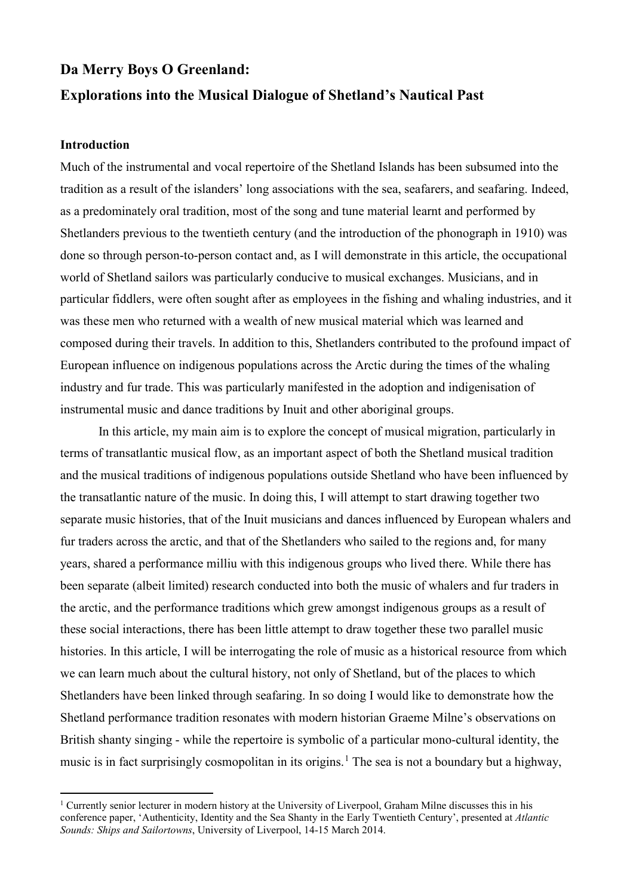# Da Merry Boys O Greenland:

# Explorations into the Musical Dialogue of Shetland's Nautical Past

## Introduction

Much of the instrumental and vocal repertoire of the Shetland Islands has been subsumed into the tradition as a result of the islanders' long associations with the sea, seafarers, and seafaring. Indeed, as a predominately oral tradition, most of the song and tune material learnt and performed by Shetlanders previous to the twentieth century (and the introduction of the phonograph in 1910) was done so through person-to-person contact and, as I will demonstrate in this article, the occupational world of Shetland sailors was particularly conducive to musical exchanges. Musicians, and in particular fiddlers, were often sought after as employees in the fishing and whaling industries, and it was these men who returned with a wealth of new musical material which was learned and composed during their travels. In addition to this, Shetlanders contributed to the profound impact of European influence on indigenous populations across the Arctic during the times of the whaling industry and fur trade. This was particularly manifested in the adoption and indigenisation of instrumental music and dance traditions by Inuit and other aboriginal groups.

In this article, my main aim is to explore the concept of musical migration, particularly in terms of transatlantic musical flow, as an important aspect of both the Shetland musical tradition and the musical traditions of indigenous populations outside Shetland who have been influenced by the transatlantic nature of the music. In doing this, I will attempt to start drawing together two separate music histories, that of the Inuit musicians and dances influenced by European whalers and fur traders across the arctic, and that of the Shetlanders who sailed to the regions and, for many years, shared a performance milliu with this indigenous groups who lived there. While there has been separate (albeit limited) research conducted into both the music of whalers and fur traders in the arctic, and the performance traditions which grew amongst indigenous groups as a result of these social interactions, there has been little attempt to draw together these two parallel music histories. In this article, I will be interrogating the role of music as a historical resource from which we can learn much about the cultural history, not only of Shetland, but of the places to which Shetlanders have been linked through seafaring. In so doing I would like to demonstrate how the Shetland performance tradition resonates with modern historian Graeme Milne's observations on British shanty singing - while the repertoire is symbolic of a particular mono-cultural identity, the music is in fact surprisingly cosmopolitan in its origins.[1] The sea is not a boundary but a highway,

---

[1] Currently senior lecturer in modern history at the University of Liverpool, Graham Milne discusses this in his conference paper, 'Authenticity, Identity and the Sea Shanty in the Early Twentieth Century', presented at *Atlantic Sounds: Ships and Sailortowns*, University of Liverpool, 14-15 March 2014.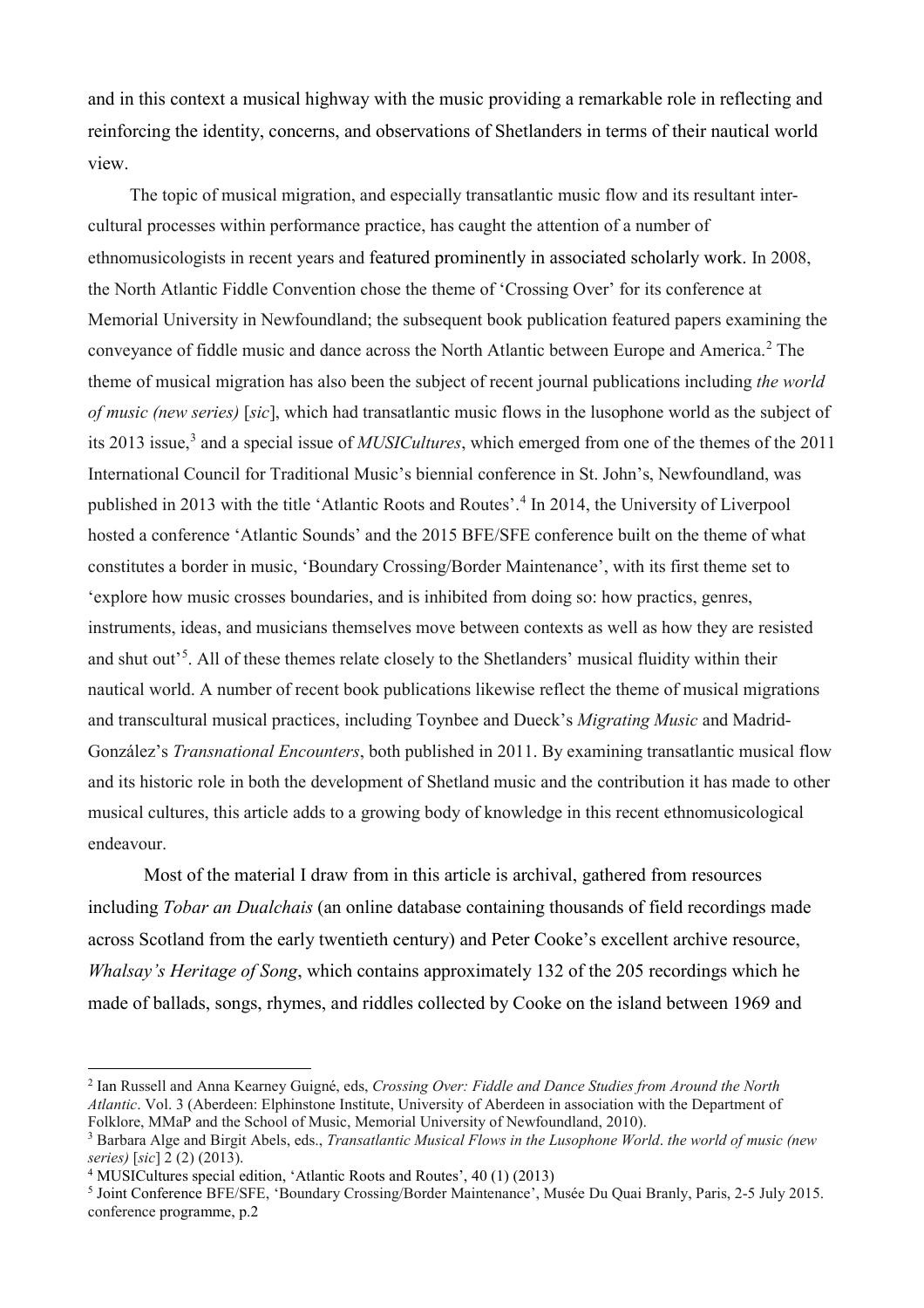and in this context a musical highway with the music providing a remarkable role in reflecting and reinforcing the identity, concerns, and observations of Shetlanders in terms of their nautical world view.

The topic of musical migration, and especially transatlantic music flow and its resultant inter-cultural processes within performance practice, has caught the attention of a number of ethnomusicologists in recent years and featured prominently in associated scholarly work. In 2008, the North Atlantic Fiddle Convention chose the theme of 'Crossing Over' for its conference at Memorial University in Newfoundland; the subsequent book publication featured papers examining the conveyance of fiddle music and dance across the North Atlantic between Europe and America.[2] The theme of musical migration has also been the subject of recent journal publications including *the world of music (new series)* [*sic*], which had transatlantic music flows in the lusophone world as the subject of its 2013 issue,[3] and a special issue of *MUSICultures*, which emerged from one of the themes of the 2011 International Council for Traditional Music's biennial conference in St. John's, Newfoundland, was published in 2013 with the title 'Atlantic Roots and Routes'.[4] In 2014, the University of Liverpool hosted a conference 'Atlantic Sounds' and the 2015 BFE/SFE conference built on the theme of what constitutes a border in music, 'Boundary Crossing/Border Maintenance', with its first theme set to 'explore how music crosses boundaries, and is inhibited from doing so: how practics, genres, instruments, ideas, and musicians themselves move between contexts as well as how they are resisted and shut out'[5]. All of these themes relate closely to the Shetlanders' musical fluidity within their nautical world. A number of recent book publications likewise reflect the theme of musical migrations and transcultural musical practices, including Toynbee and Dueck's *Migrating Music* and Madrid-González's *Transnational Encounters*, both published in 2011. By examining transatlantic musical flow and its historic role in both the development of Shetland music and the contribution it has made to other musical cultures, this article adds to a growing body of knowledge in this recent ethnomusicological endeavour.

Most of the material I draw from in this article is archival, gathered from resources including *Tobar an Dualchais* (an online database containing thousands of field recordings made across Scotland from the early twentieth century) and Peter Cooke's excellent archive resource, *Whalsay's Heritage of Song*, which contains approximately 132 of the 205 recordings which he made of ballads, songs, rhymes, and riddles collected by Cooke on the island between 1969 and

---

[2] Ian Russell and Anna Kearney Guigné, eds, *Crossing Over: Fiddle and Dance Studies from Around the North Atlantic*. Vol. 3 (Aberdeen: Elphinstone Institute, University of Aberdeen in association with the Department of Folklore, MMaP and the School of Music, Memorial University of Newfoundland, 2010).

[3] Barbara Alge and Birgit Abels, eds., *Transatlantic Musical Flows in the Lusophone World*. *the world of music (new series)* [*sic*] 2 (2) (2013).

[4] MUSICultures special edition, 'Atlantic Roots and Routes', 40 (1) (2013)

[5] Joint Conference BFE/SFE, 'Boundary Crossing/Border Maintenance', Musée Du Quai Branly, Paris, 2-5 July 2015. conference programme, p.2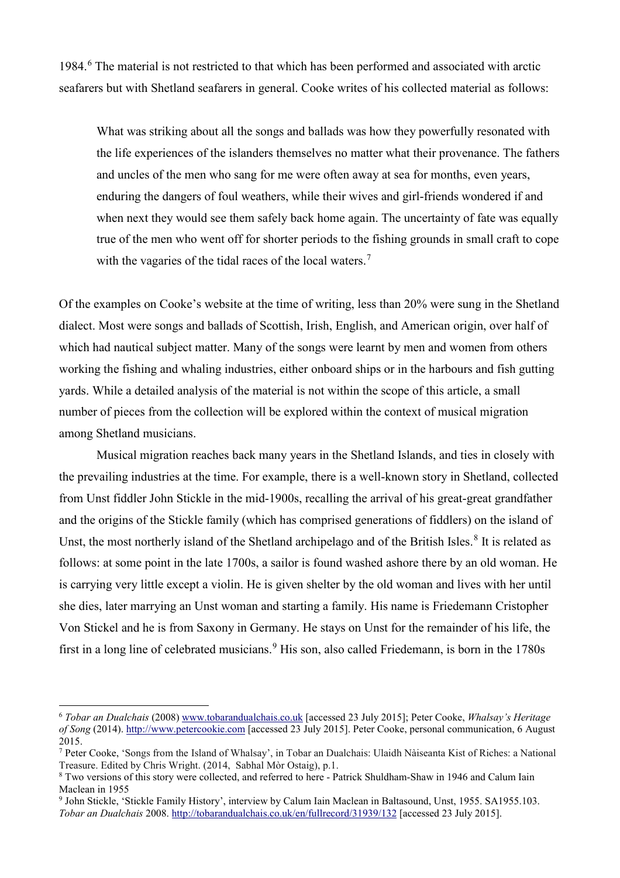1984.[6] The material is not restricted to that which has been performed and associated with arctic seafarers but with Shetland seafarers in general. Cooke writes of his collected material as follows:

> What was striking about all the songs and ballads was how they powerfully resonated with the life experiences of the islanders themselves no matter what their provenance. The fathers and uncles of the men who sang for me were often away at sea for months, even years, enduring the dangers of foul weathers, while their wives and girl-friends wondered if and when next they would see them safely back home again. The uncertainty of fate was equally true of the men who went off for shorter periods to the fishing grounds in small craft to cope with the vagaries of the tidal races of the local waters.[7]

Of the examples on Cooke's website at the time of writing, less than 20% were sung in the Shetland dialect. Most were songs and ballads of Scottish, Irish, English, and American origin, over half of which had nautical subject matter. Many of the songs were learnt by men and women from others working the fishing and whaling industries, either onboard ships or in the harbours and fish gutting yards. While a detailed analysis of the material is not within the scope of this article, a small number of pieces from the collection will be explored within the context of musical migration among Shetland musicians.

Musical migration reaches back many years in the Shetland Islands, and ties in closely with the prevailing industries at the time. For example, there is a well-known story in Shetland, collected from Unst fiddler John Stickle in the mid-1900s, recalling the arrival of his great-great grandfather and the origins of the Stickle family (which has comprised generations of fiddlers) on the island of Unst, the most northerly island of the Shetland archipelago and of the British Isles.[8] It is related as follows: at some point in the late 1700s, a sailor is found washed ashore there by an old woman. He is carrying very little except a violin. He is given shelter by the old woman and lives with her until she dies, later marrying an Unst woman and starting a family. His name is Friedemann Cristopher Von Stickel and he is from Saxony in Germany. He stays on Unst for the remainder of his life, the first in a long line of celebrated musicians.[9] His son, also called Friedemann, is born in the 1780s

---

[6] *Tobar an Dualchais* (2008) www.tobarandualchais.co.uk [accessed 23 July 2015]; Peter Cooke, *Whalsay's Heritage of Song* (2014). http://www.petercookie.com [accessed 23 July 2015]. Peter Cooke, personal communication, 6 August 2015.

[7] Peter Cooke, 'Songs from the Island of Whalsay', in Tobar an Dualchais: Ulaidh Nàiseanta Kist of Riches: a National Treasure. Edited by Chris Wright. (2014, Sabhal Mòr Ostaig), p.1.

[8] Two versions of this story were collected, and referred to here - Patrick Shuldham-Shaw in 1946 and Calum Iain Maclean in 1955

[9] John Stickle, 'Stickle Family History', interview by Calum Iain Maclean in Baltasound, Unst, 1955. SA1955.103. *Tobar an Dualchais* 2008. http://tobarandualchais.co.uk/en/fullrecord/31939/132 [accessed 23 July 2015].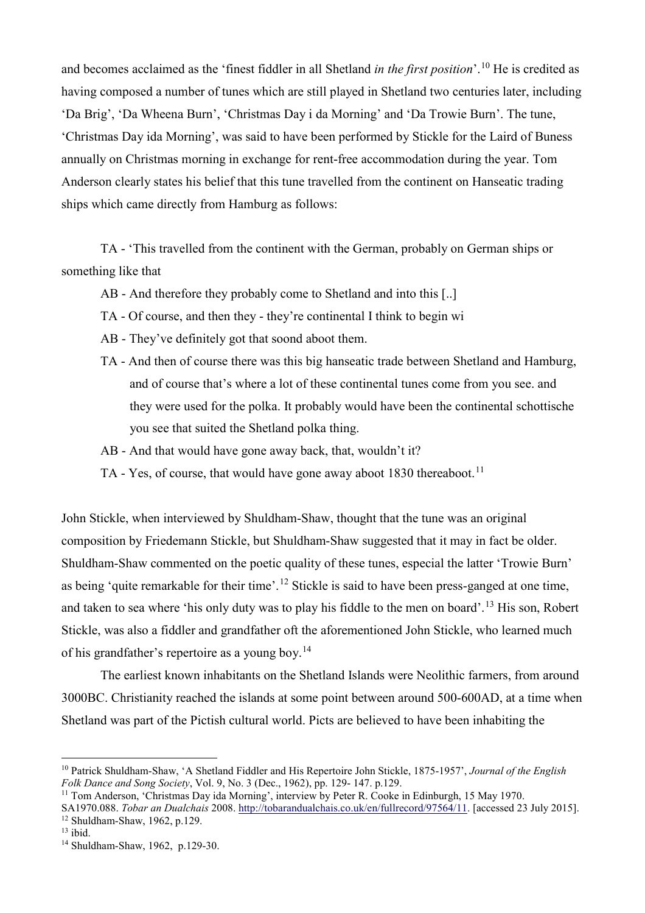and becomes acclaimed as the 'finest fiddler in all Shetland *in the first position*'.[10] He is credited as having composed a number of tunes which are still played in Shetland two centuries later, including 'Da Brig', 'Da Wheena Burn', 'Christmas Day i da Morning' and 'Da Trowie Burn'. The tune, 'Christmas Day ida Morning', was said to have been performed by Stickle for the Laird of Buness annually on Christmas morning in exchange for rent-free accommodation during the year. Tom Anderson clearly states his belief that this tune travelled from the continent on Hanseatic trading ships which came directly from Hamburg as follows:

TA - 'This travelled from the continent with the German, probably on German ships or something like that

AB - And therefore they probably come to Shetland and into this [..]

TA - Of course, and then they - they're continental I think to begin wi

AB - They've definitely got that soond aboot them.

TA - And then of course there was this big hanseatic trade between Shetland and Hamburg, and of course that's where a lot of these continental tunes come from you see. and they were used for the polka. It probably would have been the continental schottische you see that suited the Shetland polka thing.

AB - And that would have gone away back, that, wouldn't it?

TA - Yes, of course, that would have gone away aboot 1830 thereaboot.[11]

John Stickle, when interviewed by Shuldham-Shaw, thought that the tune was an original composition by Friedemann Stickle, but Shuldham-Shaw suggested that it may in fact be older. Shuldham-Shaw commented on the poetic quality of these tunes, especial the latter 'Trowie Burn' as being 'quite remarkable for their time'.[12] Stickle is said to have been press-ganged at one time, and taken to sea where 'his only duty was to play his fiddle to the men on board'.[13] His son, Robert Stickle, was also a fiddler and grandfather oft the aforementioned John Stickle, who learned much of his grandfather's repertoire as a young boy.[14]

The earliest known inhabitants on the Shetland Islands were Neolithic farmers, from around 3000BC. Christianity reached the islands at some point between around 500-600AD, at a time when Shetland was part of the Pictish cultural world. Picts are believed to have been inhabiting the

---

[10] Patrick Shuldham-Shaw, 'A Shetland Fiddler and His Repertoire John Stickle, 1875-1957', *Journal of the English Folk Dance and Song Society*, Vol. 9, No. 3 (Dec., 1962), pp. 129- 147. p.129.

[11] Tom Anderson, 'Christmas Day ida Morning', interview by Peter R. Cooke in Edinburgh, 15 May 1970. SA1970.088. *Tobar an Dualchais* 2008. http://tobarandualchais.co.uk/en/fullrecord/97564/11. [accessed 23 July 2015].

[12] Shuldham-Shaw, 1962, p.129.

[13] ibid.

[14] Shuldham-Shaw, 1962, p.129-30.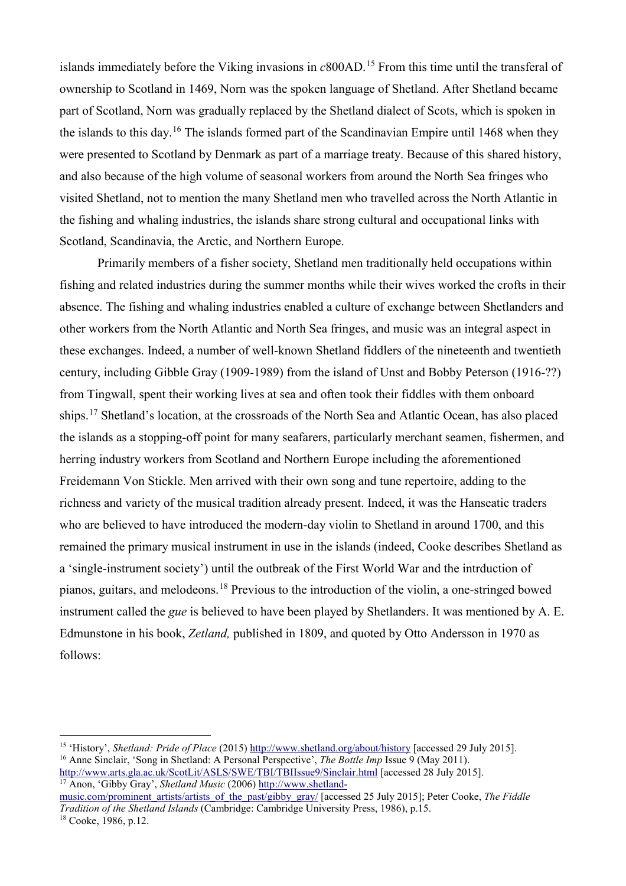islands immediately before the Viking invasions in *c*800AD.[15] From this time until the transferal of ownership to Scotland in 1469, Norn was the spoken language of Shetland. After Shetland became part of Scotland, Norn was gradually replaced by the Shetland dialect of Scots, which is spoken in the islands to this day.[16] The islands formed part of the Scandinavian Empire until 1468 when they were presented to Scotland by Denmark as part of a marriage treaty. Because of this shared history, and also because of the high volume of seasonal workers from around the North Sea fringes who visited Shetland, not to mention the many Shetland men who travelled across the North Atlantic in the fishing and whaling industries, the islands share strong cultural and occupational links with Scotland, Scandinavia, the Arctic, and Northern Europe.

Primarily members of a fisher society, Shetland men traditionally held occupations within fishing and related industries during the summer months while their wives worked the crofts in their absence. The fishing and whaling industries enabled a culture of exchange between Shetlanders and other workers from the North Atlantic and North Sea fringes, and music was an integral aspect in these exchanges. Indeed, a number of well-known Shetland fiddlers of the nineteenth and twentieth century, including Gibble Gray (1909-1989) from the island of Unst and Bobby Peterson (1916-??) from Tingwall, spent their working lives at sea and often took their fiddles with them onboard ships.[17] Shetland's location, at the crossroads of the North Sea and Atlantic Ocean, has also placed the islands as a stopping-off point for many seafarers, particularly merchant seamen, fishermen, and herring industry workers from Scotland and Northern Europe including the aforementioned Freidemann Von Stickle. Men arrived with their own song and tune repertoire, adding to the richness and variety of the musical tradition already present. Indeed, it was the Hanseatic traders who are believed to have introduced the modern-day violin to Shetland in around 1700, and this remained the primary musical instrument in use in the islands (indeed, Cooke describes Shetland as a 'single-instrument society') until the outbreak of the First World War and the intrduction of pianos, guitars, and melodeons.[18] Previous to the introduction of the violin, a one-stringed bowed instrument called the *gue* is believed to have been played by Shetlanders. It was mentioned by A. E. Edmunstone in his book, *Zetland,* published in 1809, and quoted by Otto Andersson in 1970 as follows:

---

[15] 'History', *Shetland: Pride of Place* (2015) http://www.shetland.org/about/history [accessed 29 July 2015].

[16] Anne Sinclair, 'Song in Shetland: A Personal Perspective', *The Bottle Imp* Issue 9 (May 2011). http://www.arts.gla.ac.uk/ScotLit/ASLS/SWE/TBI/TBIIssue9/Sinclair.html [accessed 28 July 2015].

[17] Anon, 'Gibby Gray', *Shetland Music* (2006) http://www.shetland-music.com/prominent_artists/artists_of_the_past/gibby_gray/ [accessed 25 July 2015]; Peter Cooke, *The Fiddle Tradition of the Shetland Islands* (Cambridge: Cambridge University Press, 1986), p.15.

[18] Cooke, 1986, p.12.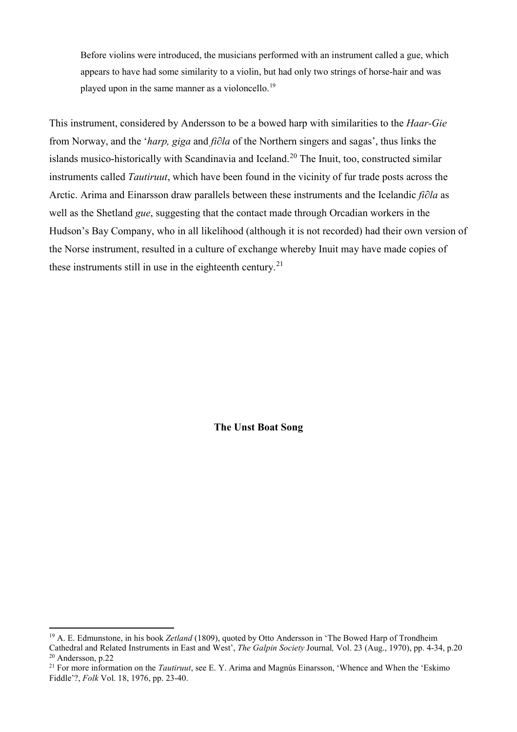> Before violins were introduced, the musicians performed with an instrument called a gue, which appears to have had some similarity to a violin, but had only two strings of horse-hair and was played upon in the same manner as a violoncello.[19]

This instrument, considered by Andersson to be a bowed harp with similarities to the *Haar-Gie* from Norway, and the '*harp, giga* and *fi∂la* of the Northern singers and sagas', thus links the islands musico-historically with Scandinavia and Iceland.[20] The Inuit, too, constructed similar instruments called *Tautiruut*, which have been found in the vicinity of fur trade posts across the Arctic. Arima and Einarsson draw parallels between these instruments and the Icelandic *fi∂la* as well as the Shetland *gue*, suggesting that the contact made through Orcadian workers in the Hudson's Bay Company, who in all likelihood (although it is not recorded) had their own version of the Norse instrument, resulted in a culture of exchange whereby Inuit may have made copies of these instruments still in use in the eighteenth century.[21]

## The Unst Boat Song

---

[19] A. E. Edmunstone, in his book *Zetland* (1809), quoted by Otto Andersson in 'The Bowed Harp of Trondheim Cathedral and Related Instruments in East and West', *The Galpin Society* Journal*,* Vol. 23 (Aug., 1970), pp. 4-34, p.20

[20] Andersson, p.22

[21] For more information on the *Tautiruut*, see E. Y. Arima and Magnús Einarsson, 'Whence and When the 'Eskimo Fiddle'?, *Folk* Vol. 18, 1976, pp. 23-40.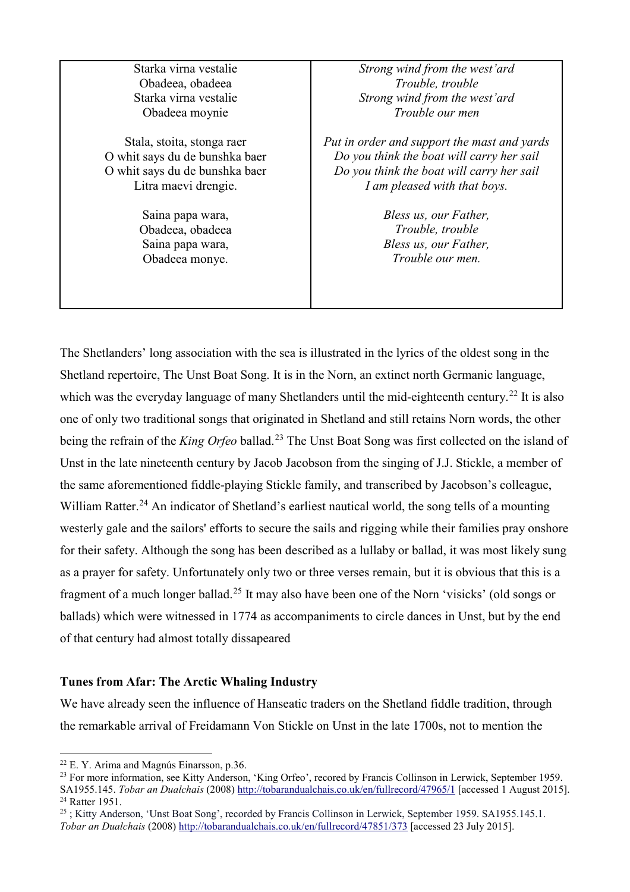| Starka virna vestalie<br>Obadeea, obadeea<br>Starka virna vestalie<br>Obadeea moynie<br><br>Stala, stoita, stonga raer<br>O whit says du de bunshka baer<br>O whit says du de bunshka baer<br>Litra maevi drengie.<br><br>Saina papa wara,<br>Obadeea, obadeea<br>Saina papa wara,<br>Obadeea monye. | *Strong wind from the west'ard*<br>*Trouble, trouble*<br>*Strong wind from the west'ard*<br>*Trouble our men*<br><br>*Put in order and support the mast and yards*<br>*Do you think the boat will carry her sail*<br>*Do you think the boat will carry her sail*<br>*I am pleased with that boys.*<br><br>*Bless us, our Father,*<br>*Trouble, trouble*<br>*Bless us, our Father,*<br>*Trouble our men.* |
|---|---|

The Shetlanders' long association with the sea is illustrated in the lyrics of the oldest song in the Shetland repertoire, The Unst Boat Song. It is in the Norn, an extinct north Germanic language, which was the everyday language of many Shetlanders until the mid-eighteenth century.[22] It is also one of only two traditional songs that originated in Shetland and still retains Norn words, the other being the refrain of the *King Orfeo* ballad.[23] The Unst Boat Song was first collected on the island of Unst in the late nineteenth century by Jacob Jacobson from the singing of J.J. Stickle, a member of the same aforementioned fiddle-playing Stickle family, and transcribed by Jacobson's colleague, William Ratter.[24] An indicator of Shetland's earliest nautical world, the song tells of a mounting westerly gale and the sailors' efforts to secure the sails and rigging while their families pray onshore for their safety. Although the song has been described as a lullaby or ballad, it was most likely sung as a prayer for safety. Unfortunately only two or three verses remain, but it is obvious that this is a fragment of a much longer ballad.[25] It may also have been one of the Norn 'visicks' (old songs or ballads) which were witnessed in 1774 as accompaniments to circle dances in Unst, but by the end of that century had almost totally dissapeared

**Tunes from Afar: The Arctic Whaling Industry**

We have already seen the influence of Hanseatic traders on the Shetland fiddle tradition, through the remarkable arrival of Freidamann Von Stickle on Unst in the late 1700s, not to mention the

[22] E. Y. Arima and Magnús Einarsson, p.36.

[23] For more information, see Kitty Anderson, 'King Orfeo', recored by Francis Collinson in Lerwick, September 1959. SA1955.145. *Tobar an Dualchais* (2008) http://tobarandualchais.co.uk/en/fullrecord/47965/1 [accessed 1 August 2015].

[24] Ratter 1951.

[25] ; Kitty Anderson, 'Unst Boat Song', recorded by Francis Collinson in Lerwick, September 1959. SA1955.145.1. *Tobar an Dualchais* (2008) http://tobarandualchais.co.uk/en/fullrecord/47851/373 [accessed 23 July 2015].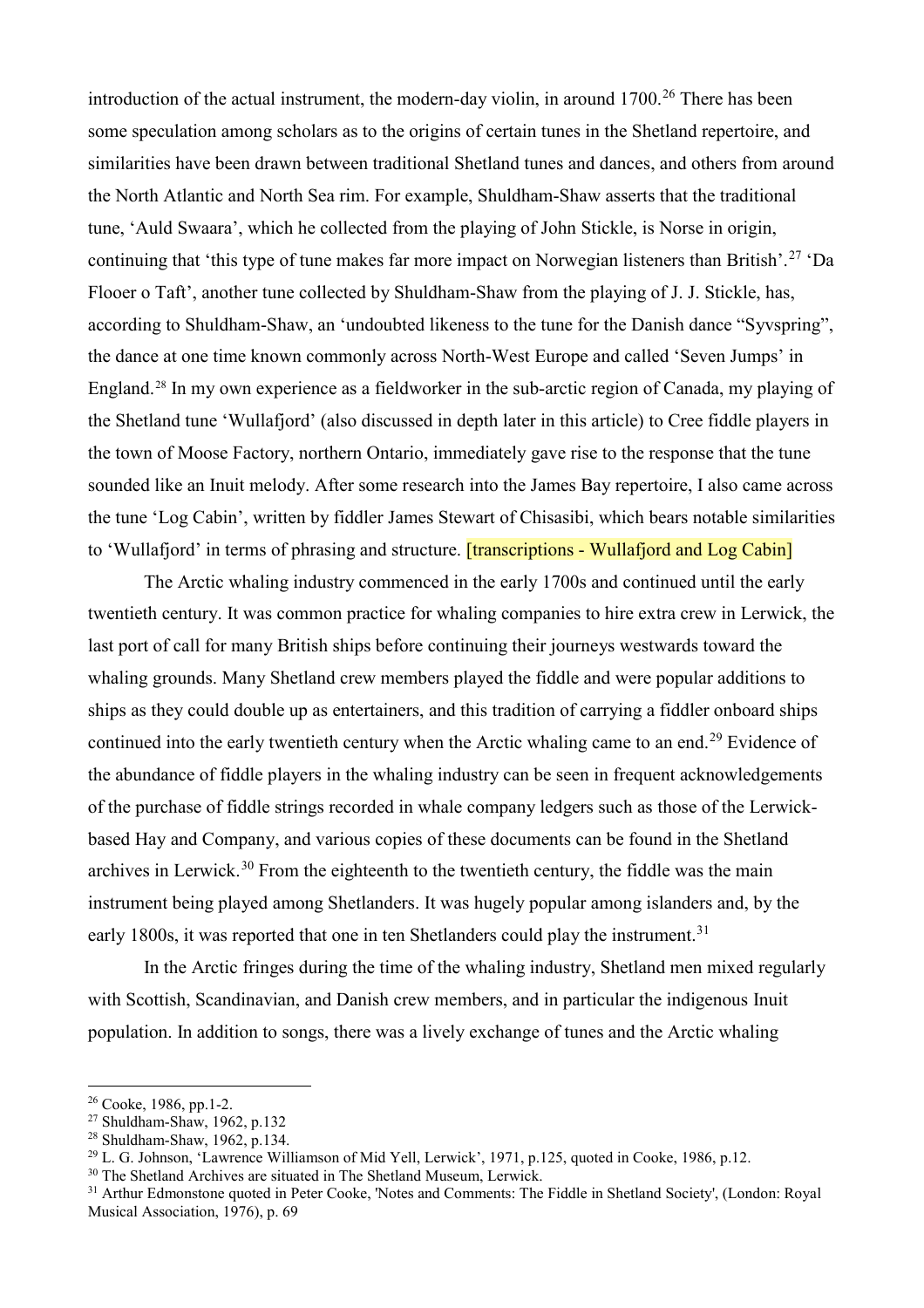introduction of the actual instrument, the modern-day violin, in around 1700.[26] There has been some speculation among scholars as to the origins of certain tunes in the Shetland repertoire, and similarities have been drawn between traditional Shetland tunes and dances, and others from around the North Atlantic and North Sea rim. For example, Shuldham-Shaw asserts that the traditional tune, 'Auld Swaara', which he collected from the playing of John Stickle, is Norse in origin, continuing that 'this type of tune makes far more impact on Norwegian listeners than British'.[27] 'Da Flooer o Taft', another tune collected by Shuldham-Shaw from the playing of J. J. Stickle, has, according to Shuldham-Shaw, an 'undoubted likeness to the tune for the Danish dance "Syvspring", the dance at one time known commonly across North-West Europe and called 'Seven Jumps' in England.[28] In my own experience as a fieldworker in the sub-arctic region of Canada, my playing of the Shetland tune 'Wullafjord' (also discussed in depth later in this article) to Cree fiddle players in the town of Moose Factory, northern Ontario, immediately gave rise to the response that the tune sounded like an Inuit melody. After some research into the James Bay repertoire, I also came across the tune 'Log Cabin', written by fiddler James Stewart of Chisasibi, which bears notable similarities to 'Wullafjord' in terms of phrasing and structure. [transcriptions - Wullafjord and Log Cabin]

The Arctic whaling industry commenced in the early 1700s and continued until the early twentieth century. It was common practice for whaling companies to hire extra crew in Lerwick, the last port of call for many British ships before continuing their journeys westwards toward the whaling grounds. Many Shetland crew members played the fiddle and were popular additions to ships as they could double up as entertainers, and this tradition of carrying a fiddler onboard ships continued into the early twentieth century when the Arctic whaling came to an end.[29] Evidence of the abundance of fiddle players in the whaling industry can be seen in frequent acknowledgements of the purchase of fiddle strings recorded in whale company ledgers such as those of the Lerwick-based Hay and Company, and various copies of these documents can be found in the Shetland archives in Lerwick.[30] From the eighteenth to the twentieth century, the fiddle was the main instrument being played among Shetlanders. It was hugely popular among islanders and, by the early 1800s, it was reported that one in ten Shetlanders could play the instrument.[31]

In the Arctic fringes during the time of the whaling industry, Shetland men mixed regularly with Scottish, Scandinavian, and Danish crew members, and in particular the indigenous Inuit population. In addition to songs, there was a lively exchange of tunes and the Arctic whaling

---

[26] Cooke, 1986, pp.1-2.

[27] Shuldham-Shaw, 1962, p.132

[28] Shuldham-Shaw, 1962, p.134.

[29] L. G. Johnson, 'Lawrence Williamson of Mid Yell, Lerwick', 1971, p.125, quoted in Cooke, 1986, p.12.

[30] The Shetland Archives are situated in The Shetland Museum, Lerwick.

[31] Arthur Edmonstone quoted in Peter Cooke, 'Notes and Comments: The Fiddle in Shetland Society', (London: Royal Musical Association, 1976), p. 69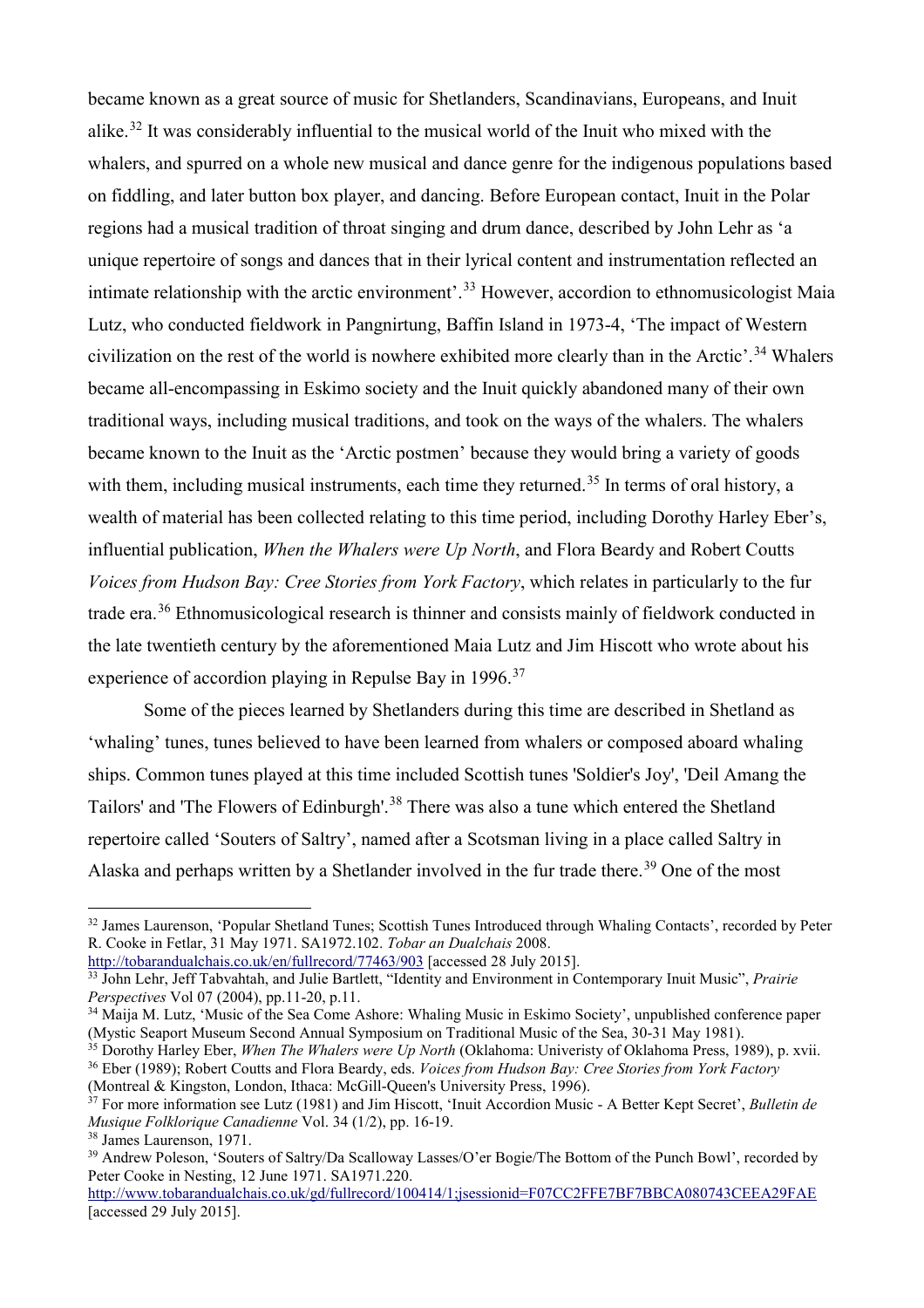became known as a great source of music for Shetlanders, Scandinavians, Europeans, and Inuit alike.[32] It was considerably influential to the musical world of the Inuit who mixed with the whalers, and spurred on a whole new musical and dance genre for the indigenous populations based on fiddling, and later button box player, and dancing. Before European contact, Inuit in the Polar regions had a musical tradition of throat singing and drum dance, described by John Lehr as 'a unique repertoire of songs and dances that in their lyrical content and instrumentation reflected an intimate relationship with the arctic environment'.[33] However, accordion to ethnomusicologist Maia Lutz, who conducted fieldwork in Pangnirtung, Baffin Island in 1973-4, 'The impact of Western civilization on the rest of the world is nowhere exhibited more clearly than in the Arctic'.[34] Whalers became all-encompassing in Eskimo society and the Inuit quickly abandoned many of their own traditional ways, including musical traditions, and took on the ways of the whalers. The whalers became known to the Inuit as the 'Arctic postmen' because they would bring a variety of goods with them, including musical instruments, each time they returned.[35] In terms of oral history, a wealth of material has been collected relating to this time period, including Dorothy Harley Eber's, influential publication, *When the Whalers were Up North*, and Flora Beardy and Robert Coutts *Voices from Hudson Bay: Cree Stories from York Factory*, which relates in particularly to the fur trade era.[36] Ethnomusicological research is thinner and consists mainly of fieldwork conducted in the late twentieth century by the aforementioned Maia Lutz and Jim Hiscott who wrote about his experience of accordion playing in Repulse Bay in 1996.[37]

Some of the pieces learned by Shetlanders during this time are described in Shetland as 'whaling' tunes, tunes believed to have been learned from whalers or composed aboard whaling ships. Common tunes played at this time included Scottish tunes 'Soldier's Joy', 'Deil Amang the Tailors' and 'The Flowers of Edinburgh'.[38] There was also a tune which entered the Shetland repertoire called 'Souters of Saltry', named after a Scotsman living in a place called Saltry in Alaska and perhaps written by a Shetlander involved in the fur trade there.[39] One of the most

---

[32] James Laurenson, 'Popular Shetland Tunes; Scottish Tunes Introduced through Whaling Contacts', recorded by Peter R. Cooke in Fetlar, 31 May 1971. SA1972.102. *Tobar an Dualchais* 2008. http://tobarandualchais.co.uk/en/fullrecord/77463/903 [accessed 28 July 2015].

[33] John Lehr, Jeff Tabvahtah, and Julie Bartlett, "Identity and Environment in Contemporary Inuit Music", *Prairie Perspectives* Vol 07 (2004), pp.11-20, p.11.

[34] Maija M. Lutz, 'Music of the Sea Come Ashore: Whaling Music in Eskimo Society', unpublished conference paper (Mystic Seaport Museum Second Annual Symposium on Traditional Music of the Sea, 30-31 May 1981).

[35] Dorothy Harley Eber, *When The Whalers were Up North* (Oklahoma: Univeristy of Oklahoma Press, 1989), p. xvii.

[36] Eber (1989); Robert Coutts and Flora Beardy, eds. *Voices from Hudson Bay: Cree Stories from York Factory* (Montreal & Kingston, London, Ithaca: McGill-Queen's University Press, 1996).

[37] For more information see Lutz (1981) and Jim Hiscott, 'Inuit Accordion Music - A Better Kept Secret', *Bulletin de Musique Folklorique Canadienne* Vol. 34 (1/2), pp. 16-19.

[38] James Laurenson, 1971.

[39] Andrew Poleson, 'Souters of Saltry/Da Scalloway Lasses/O'er Bogie/The Bottom of the Punch Bowl', recorded by Peter Cooke in Nesting, 12 June 1971. SA1971.220. http://www.tobarandualchais.co.uk/gd/fullrecord/100414/1;jsessionid=F07CC2FFE7BF7BBCA080743CEEA29FAE [accessed 29 July 2015].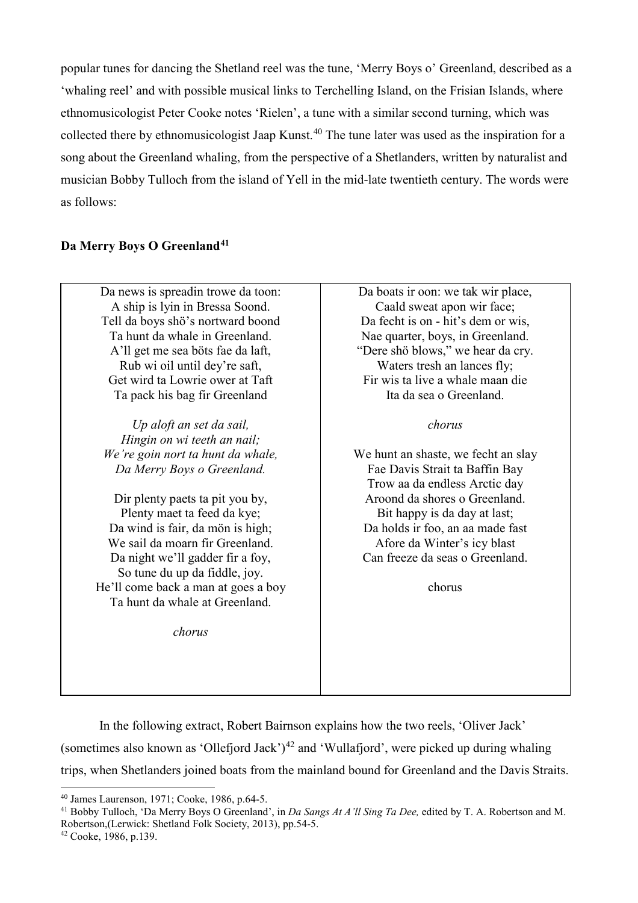popular tunes for dancing the Shetland reel was the tune, 'Merry Boys o' Greenland, described as a 'whaling reel' and with possible musical links to Terchelling Island, on the Frisian Islands, where ethnomusicologist Peter Cooke notes 'Rielen', a tune with a similar second turning, which was collected there by ethnomusicologist Jaap Kunst.[40] The tune later was used as the inspiration for a song about the Greenland whaling, from the perspective of a Shetlanders, written by naturalist and musician Bobby Tulloch from the island of Yell in the mid-late twentieth century. The words were as follows:

**Da Merry Boys O Greenland**[41]

Da news is spreadin trowe da toon:
A ship is lyin in Bressa Sood.
Tell da boys shö's nortward boond
Ta hunt da whale in Greenland.
A'll get me sea böts fae da laft,
Rub wi oil until dey're saft,
Get wird ta Lowrie ower at Taft
Ta pack his bag fir Greenland

*Up aloft an set da sail,*
*Hingin on wi teeth an nail;*
*We're goin nort ta hunt da whale,*
*Da Merry Boys o Greenland.*

Dir plenty paets ta pit you by,
Plenty maet ta feed da kye;
Da wind is fair, da mön is high;
We sail da moarn fir Greenland.
Da night we'll gadder fir a foy,
So tune du up da fiddle, joy.
He'll come back a man at goes a boy
Ta hunt da whale at Greenland.

*chorus*

Da boats ir oon: we tak wir place,
Caald sweat apon wir face;
Da fecht is on - hit's dem or wis,
Nae quarter, boys, in Greenland.
"Dere shö blows," we hear da cry.
Waters tresh an lances fly;
Fir wis ta live a whale maan die
Ita da sea o Greenland.

*chorus*

We hunt an shaste, we fecht an slay
Fae Davis Strait ta Baffin Bay
Trow aa da endless Arctic day
Aroond da shores o Greenland.
Bit happy is da day at last;
Da holds ir foo, an aa made fast
Afore da Winter's icy blast
Can freeze da seas o Greenland.

chorus

In the following extract, Robert Bairnson explains how the two reels, 'Oliver Jack' (sometimes also known as 'Ollefjord Jack')[42] and 'Wullafjord', were picked up during whaling trips, when Shetlanders joined boats from the mainland bound for Greenland and the Davis Straits.

---

[40] James Laurenson, 1971; Cooke, 1986, p.64-5.

[41] Bobby Tulloch, 'Da Merry Boys O Greenland', in *Da Sangs At A'll Sing Ta Dee,* edited by T. A. Robertson and M. Robertson,(Lerwick: Shetland Folk Society, 2013), pp.54-5.

[42] Cooke, 1986, p.139.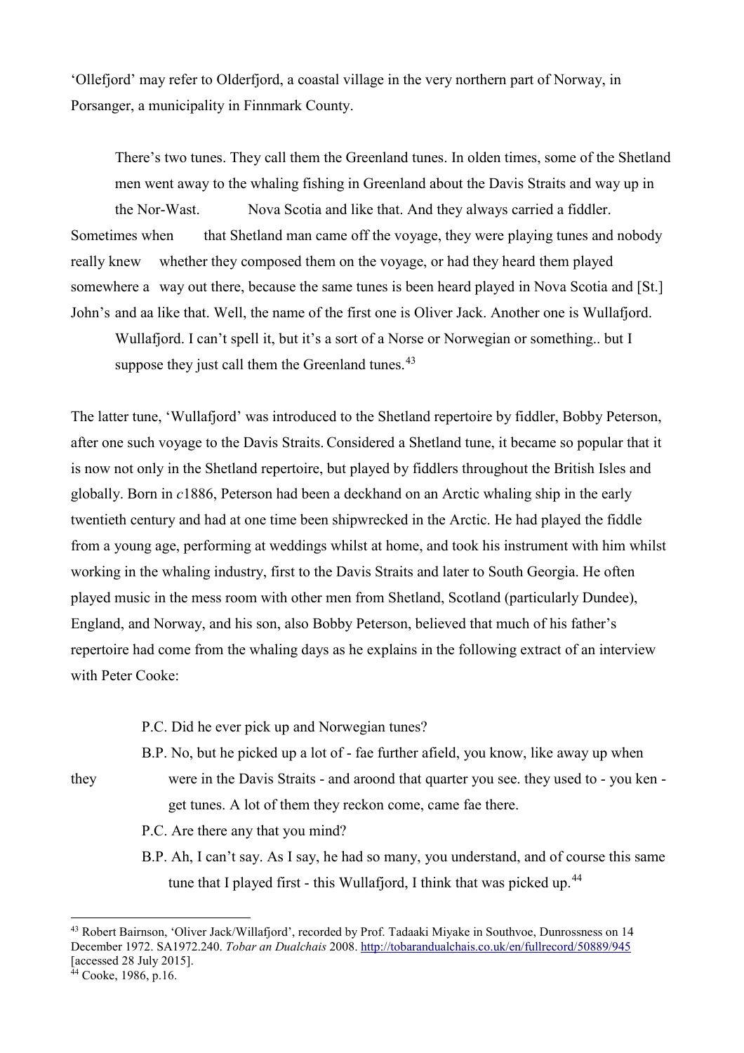'Ollefjord' may refer to Olderfjord, a coastal village in the very northern part of Norway, in Porsanger, a municipality in Finnmark County.

> There's two tunes. They call them the Greenland tunes. In olden times, some of the Shetland men went away to the whaling fishing in Greenland about the Davis Straits and way up in the Nor-Wast. Nova Scotia and like that. And they always carried a fiddler. Sometimes when that Shetland man came off the voyage, they were playing tunes and nobody really knew whether they composed them on the voyage, or had they heard them played somewhere a way out there, because the same tunes is been heard played in Nova Scotia and [St.] John's and aa like that. Well, the name of the first one is Oliver Jack. Another one is Wullafjord. Wullafjord. I can't spell it, but it's a sort of a Norse or Norwegian or something.. but I suppose they just call them the Greenland tunes.[43]

The latter tune, 'Wullafjord' was introduced to the Shetland repertoire by fiddler, Bobby Peterson, after one such voyage to the Davis Straits. Considered a Shetland tune, it became so popular that it is now not only in the Shetland repertoire, but played by fiddlers throughout the British Isles and globally. Born in *c*1886, Peterson had been a deckhand on an Arctic whaling ship in the early twentieth century and had at one time been shipwrecked in the Arctic. He had played the fiddle from a young age, performing at weddings whilst at home, and took his instrument with him whilst working in the whaling industry, first to the Davis Straits and later to South Georgia. He often played music in the mess room with other men from Shetland, Scotland (particularly Dundee), England, and Norway, and his son, also Bobby Peterson, believed that much of his father's repertoire had come from the whaling days as he explains in the following extract of an interview with Peter Cooke:

> P.C. Did he ever pick up and Norwegian tunes?
>
> B.P. No, but he picked up a lot of - fae further afield, you know, like away up when they were in the Davis Straits - and aroond that quarter you see. they used to - you ken - get tunes. A lot of them they reckon come, came fae there.
>
> P.C. Are there any that you mind?
>
> B.P. Ah, I can't say. As I say, he had so many, you understand, and of course this same tune that I played first - this Wullafjord, I think that was picked up.[44]

---

[43] Robert Bairnson, 'Oliver Jack/Willafjord', recorded by Prof. Tadaaki Miyake in Southvoe, Dunrossness on 14 December 1972. SA1972.240. *Tobar an Dualchais* 2008. http://tobarandualchais.co.uk/en/fullrecord/50889/945 [accessed 28 July 2015].

[44] Cooke, 1986, p.16.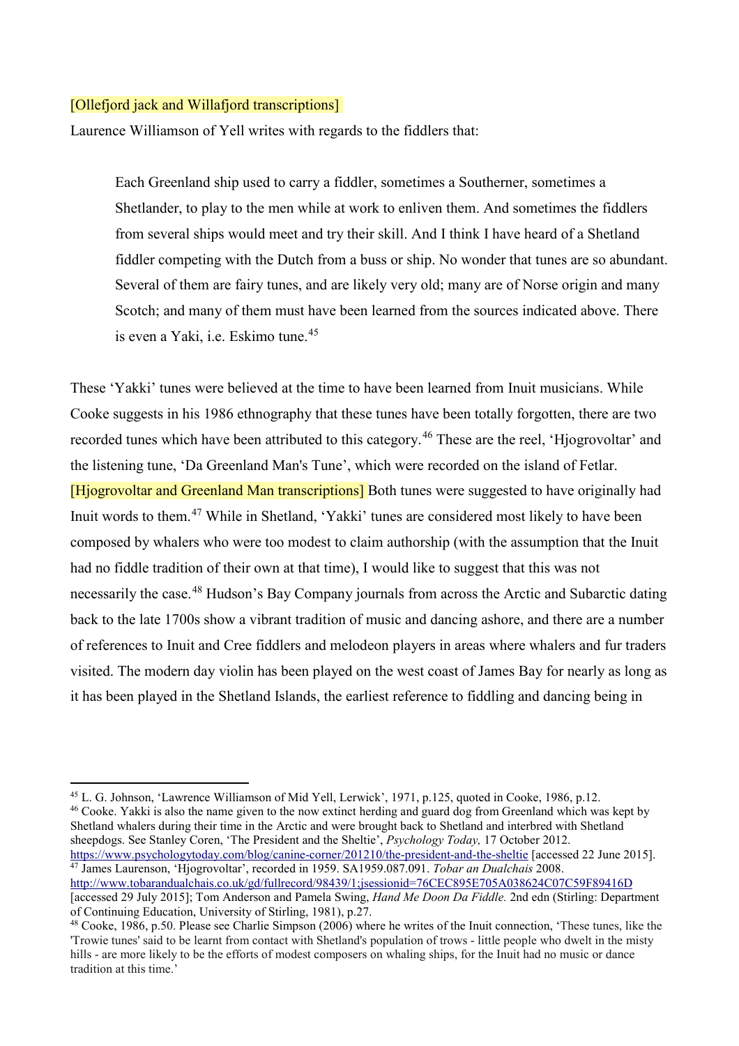[Ollefjord jack and Willafjord transcriptions]

Laurence Williamson of Yell writes with regards to the fiddlers that:

> Each Greenland ship used to carry a fiddler, sometimes a Southerner, sometimes a Shetlander, to play to the men while at work to enliven them. And sometimes the fiddlers from several ships would meet and try their skill. And I think I have heard of a Shetland fiddler competing with the Dutch from a buss or ship. No wonder that tunes are so abundant. Several of them are fairy tunes, and are likely very old; many are of Norse origin and many Scotch; and many of them must have been learned from the sources indicated above. There is even a Yaki, i.e. Eskimo tune.[45]

These 'Yakki' tunes were believed at the time to have been learned from Inuit musicians. While Cooke suggests in his 1986 ethnography that these tunes have been totally forgotten, there are two recorded tunes which have been attributed to this category.[46] These are the reel, 'Hjogrovoltar' and the listening tune, 'Da Greenland Man's Tune', which were recorded on the island of Fetlar. [Hjogrovoltar and Greenland Man transcriptions] Both tunes were suggested to have originally had Inuit words to them.[47] While in Shetland, 'Yakki' tunes are considered most likely to have been composed by whalers who were too modest to claim authorship (with the assumption that the Inuit had no fiddle tradition of their own at that time), I would like to suggest that this was not necessarily the case.[48] Hudson's Bay Company journals from across the Arctic and Subarctic dating back to the late 1700s show a vibrant tradition of music and dancing ashore, and there are a number of references to Inuit and Cree fiddlers and melodeon players in areas where whalers and fur traders visited. The modern day violin has been played on the west coast of James Bay for nearly as long as it has been played in the Shetland Islands, the earliest reference to fiddling and dancing being in

---

[45] L. G. Johnson, 'Lawrence Williamson of Mid Yell, Lerwick', 1971, p.125, quoted in Cooke, 1986, p.12.

[46] Cooke. Yakki is also the name given to the now extinct herding and guard dog from Greenland which was kept by Shetland whalers during their time in the Arctic and were brought back to Shetland and interbred with Shetland sheepdogs. See Stanley Coren, 'The President and the Sheltie', *Psychology Today,* 17 October 2012. https://www.psychologytoday.com/blog/canine-corner/201210/the-president-and-the-sheltie [accessed 22 June 2015].

[47] James Laurenson, 'Hjogrovoltar', recorded in 1959. SA1959.087.091. *Tobar an Dualchais* 2008. http://www.tobarandualchais.co.uk/gd/fullrecord/98439/1;jsessionid=76CEC895E705A038624C07C59F89416D [accessed 29 July 2015]; Tom Anderson and Pamela Swing, *Hand Me Doon Da Fiddle.* 2nd edn (Stirling: Department of Continuing Education, University of Stirling, 1981), p.27.

[48] Cooke, 1986, p.50. Please see Charlie Simpson (2006) where he writes of the Inuit connection, 'These tunes, like the 'Trowie tunes' said to be learnt from contact with Shetland's population of trows - little people who dwelt in the misty hills - are more likely to be the efforts of modest composers on whaling ships, for the Inuit had no music or dance tradition at this time.'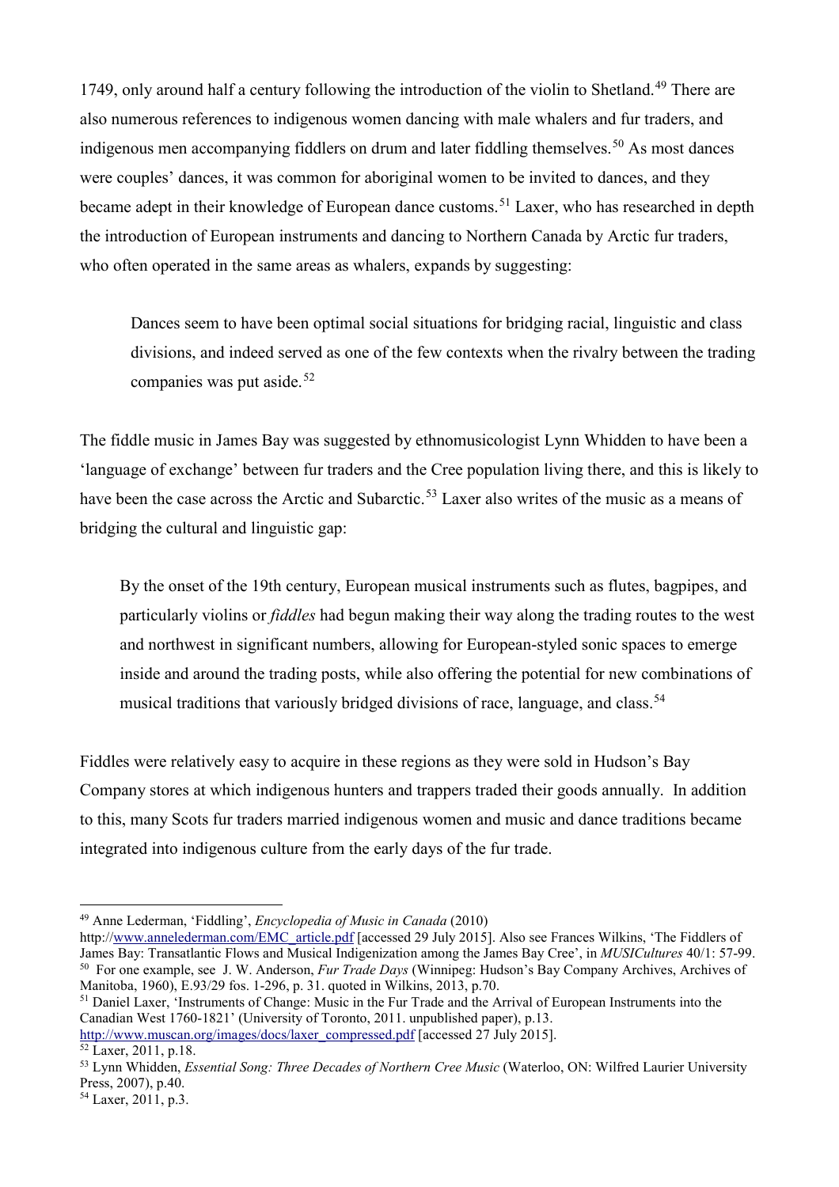1749, only around half a century following the introduction of the violin to Shetland.[49] There are also numerous references to indigenous women dancing with male whalers and fur traders, and indigenous men accompanying fiddlers on drum and later fiddling themselves.[50] As most dances were couples' dances, it was common for aboriginal women to be invited to dances, and they became adept in their knowledge of European dance customs.[51] Laxer, who has researched in depth the introduction of European instruments and dancing to Northern Canada by Arctic fur traders, who often operated in the same areas as whalers, expands by suggesting:

> Dances seem to have been optimal social situations for bridging racial, linguistic and class divisions, and indeed served as one of the few contexts when the rivalry between the trading companies was put aside.[52]

The fiddle music in James Bay was suggested by ethnomusicologist Lynn Whidden to have been a 'language of exchange' between fur traders and the Cree population living there, and this is likely to have been the case across the Arctic and Subarctic.[53] Laxer also writes of the music as a means of bridging the cultural and linguistic gap:

> By the onset of the 19th century, European musical instruments such as flutes, bagpipes, and particularly violins or *fiddles* had begun making their way along the trading routes to the west and northwest in significant numbers, allowing for European-styled sonic spaces to emerge inside and around the trading posts, while also offering the potential for new combinations of musical traditions that variously bridged divisions of race, language, and class.[54]

Fiddles were relatively easy to acquire in these regions as they were sold in Hudson's Bay Company stores at which indigenous hunters and trappers traded their goods annually. In addition to this, many Scots fur traders married indigenous women and music and dance traditions became integrated into indigenous culture from the early days of the fur trade.

---

[49] Anne Lederman, 'Fiddling', *Encyclopedia of Music in Canada* (2010) http://www.annelederman.com/EMC_article.pdf [accessed 29 July 2015]. Also see Frances Wilkins, 'The Fiddlers of James Bay: Transatlantic Flows and Musical Indigenization among the James Bay Cree', in *MUSICultures* 40/1: 57-99.

[50] For one example, see J. W. Anderson, *Fur Trade Days* (Winnipeg: Hudson's Bay Company Archives, Archives of Manitoba, 1960), E.93/29 fos. 1-296, p. 31. quoted in Wilkins, 2013, p.70.

[51] Daniel Laxer, 'Instruments of Change: Music in the Fur Trade and the Arrival of European Instruments into the Canadian West 1760-1821' (University of Toronto, 2011. unpublished paper), p.13. http://www.muscan.org/images/docs/laxer_compressed.pdf [accessed 27 July 2015].

[52] Laxer, 2011, p.18.

[53] Lynn Whidden, *Essential Song: Three Decades of Northern Cree Music* (Waterloo, ON: Wilfred Laurier University Press, 2007), p.40.

[54] Laxer, 2011, p.3.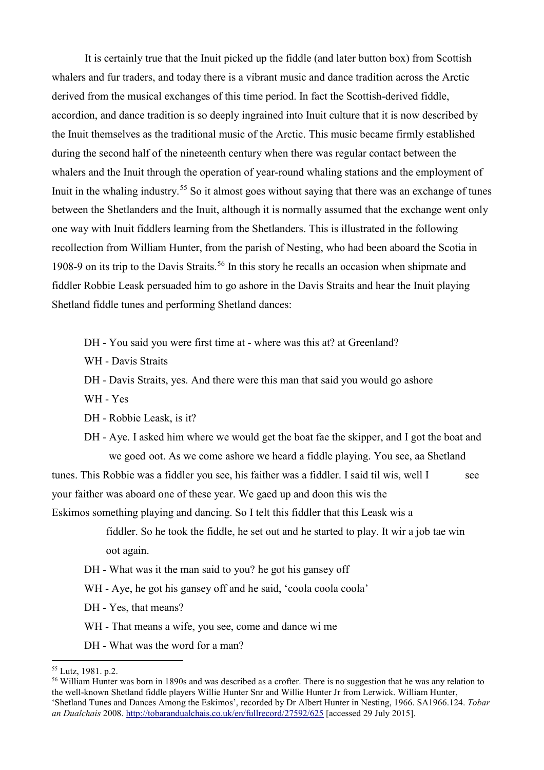It is certainly true that the Inuit picked up the fiddle (and later button box) from Scottish whalers and fur traders, and today there is a vibrant music and dance tradition across the Arctic derived from the musical exchanges of this time period. In fact the Scottish-derived fiddle, accordion, and dance tradition is so deeply ingrained into Inuit culture that it is now described by the Inuit themselves as the traditional music of the Arctic. This music became firmly established during the second half of the nineteenth century when there was regular contact between the whalers and the Inuit through the operation of year-round whaling stations and the employment of Inuit in the whaling industry.[55] So it almost goes without saying that there was an exchange of tunes between the Shetlanders and the Inuit, although it is normally assumed that the exchange went only one way with Inuit fiddlers learning from the Shetlanders. This is illustrated in the following recollection from William Hunter, from the parish of Nesting, who had been aboard the Scotia in 1908-9 on its trip to the Davis Straits.[56] In this story he recalls an occasion when shipmate and fiddler Robbie Leask persuaded him to go ashore in the Davis Straits and hear the Inuit playing Shetland fiddle tunes and performing Shetland dances:

> DH - You said you were first time at - where was this at? at Greenland?
>
> WH - Davis Straits
>
> DH - Davis Straits, yes. And there were this man that said you would go ashore
>
> WH - Yes
>
> DH - Robbie Leask, is it?
>
> DH - Aye. I asked him where we would get the boat fae the skipper, and I got the boat and we goed oot. As we come ashore we heard a fiddle playing. You see, aa Shetland tunes. This Robbie was a fiddler you see, his faither was a fiddler. I said til wis, well I see your faither was aboard one of these year. We gaed up and doon this wis the Eskimos something playing and dancing. So I telt this fiddler that this Leask wis a fiddler. So he took the fiddle, he set out and he started to play. It wir a job tae win oot again.
>
> DH - What was it the man said to you? he got his gansey off
>
> WH - Aye, he got his gansey off and he said, 'coola coola coola'
>
> DH - Yes, that means?
>
> WH - That means a wife, you see, come and dance wi me
>
> DH - What was the word for a man?

---

[55] Lutz, 1981. p.2.

[56] William Hunter was born in 1890s and was described as a crofter. There is no suggestion that he was any relation to the well-known Shetland fiddle players Willie Hunter Snr and Willie Hunter Jr from Lerwick. William Hunter, 'Shetland Tunes and Dances Among the Eskimos', recorded by Dr Albert Hunter in Nesting, 1966. SA1966.124. *Tobar an Dualchais* 2008. http://tobarandualchais.co.uk/en/fullrecord/27592/625 [accessed 29 July 2015].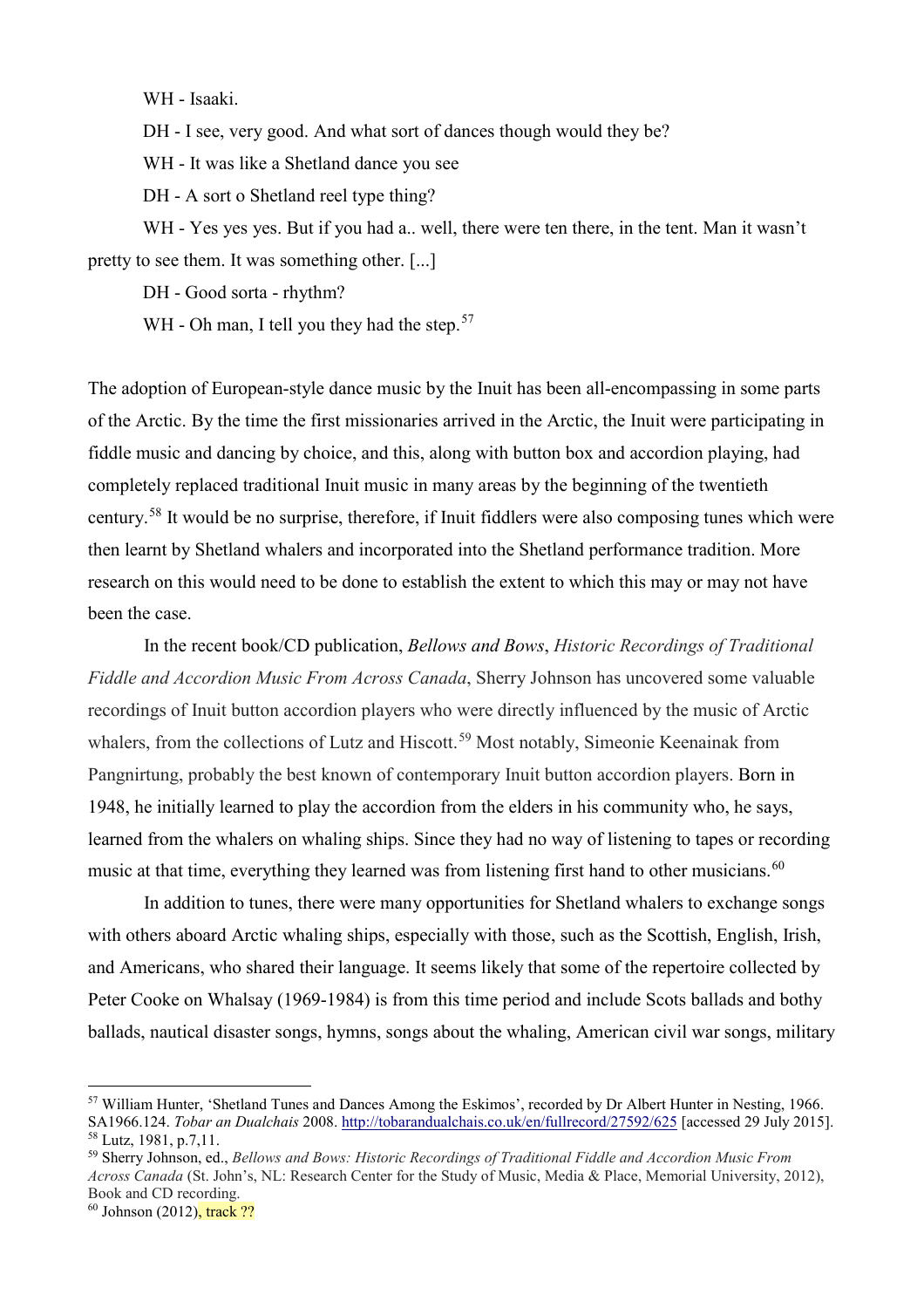WH - Isaaki.

DH - I see, very good. And what sort of dances though would they be?

WH - It was like a Shetland dance you see

DH - A sort o Shetland reel type thing?

WH - Yes yes yes. But if you had a.. well, there were ten there, in the tent. Man it wasn't pretty to see them. It was something other. [...]

DH - Good sorta - rhythm?

WH - Oh man, I tell you they had the step.[57]

The adoption of European-style dance music by the Inuit has been all-encompassing in some parts of the Arctic. By the time the first missionaries arrived in the Arctic, the Inuit were participating in fiddle music and dancing by choice, and this, along with button box and accordion playing, had completely replaced traditional Inuit music in many areas by the beginning of the twentieth century.[58] It would be no surprise, therefore, if Inuit fiddlers were also composing tunes which were then learnt by Shetland whalers and incorporated into the Shetland performance tradition. More research on this would need to be done to establish the extent to which this may or may not have been the case.

In the recent book/CD publication, *Bellows and Bows*, *Historic Recordings of Traditional Fiddle and Accordion Music From Across Canada*, Sherry Johnson has uncovered some valuable recordings of Inuit button accordion players who were directly influenced by the music of Arctic whalers, from the collections of Lutz and Hiscott.[59] Most notably, Simeonie Keenainak from Pangnirtung, probably the best known of contemporary Inuit button accordion players. Born in 1948, he initially learned to play the accordion from the elders in his community who, he says, learned from the whalers on whaling ships. Since they had no way of listening to tapes or recording music at that time, everything they learned was from listening first hand to other musicians.[60]

In addition to tunes, there were many opportunities for Shetland whalers to exchange songs with others aboard Arctic whaling ships, especially with those, such as the Scottish, English, Irish, and Americans, who shared their language. It seems likely that some of the repertoire collected by Peter Cooke on Whalsay (1969-1984) is from this time period and include Scots ballads and bothy ballads, nautical disaster songs, hymns, songs about the whaling, American civil war songs, military

---

[57] William Hunter, 'Shetland Tunes and Dances Among the Eskimos', recorded by Dr Albert Hunter in Nesting, 1966. SA1966.124. *Tobar an Dualchais* 2008. http://tobarandualchais.co.uk/en/fullrecord/27592/625 [accessed 29 July 2015].

[58] Lutz, 1981, p.7,11.

[59] Sherry Johnson, ed., *Bellows and Bows: Historic Recordings of Traditional Fiddle and Accordion Music From Across Canada* (St. John's, NL: Research Center for the Study of Music, Media & Place, Memorial University, 2012), Book and CD recording.

[60] Johnson (2012), track ??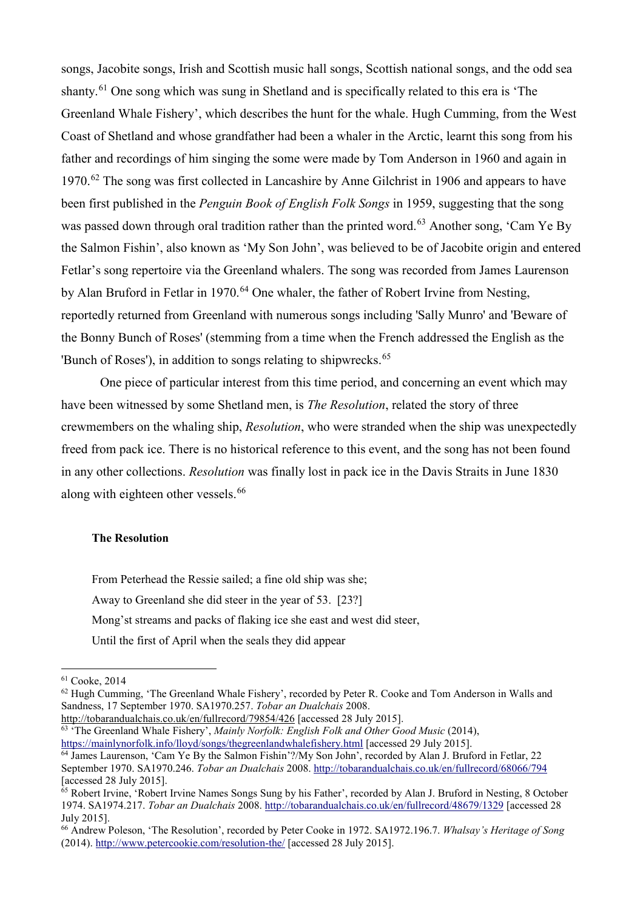songs, Jacobite songs, Irish and Scottish music hall songs, Scottish national songs, and the odd sea shanty.[61] One song which was sung in Shetland and is specifically related to this era is 'The Greenland Whale Fishery', which describes the hunt for the whale. Hugh Cumming, from the West Coast of Shetland and whose grandfather had been a whaler in the Arctic, learnt this song from his father and recordings of him singing the some were made by Tom Anderson in 1960 and again in 1970.[62] The song was first collected in Lancashire by Anne Gilchrist in 1906 and appears to have been first published in the *Penguin Book of English Folk Songs* in 1959, suggesting that the song was passed down through oral tradition rather than the printed word.[63] Another song, 'Cam Ye By the Salmon Fishin', also known as 'My Son John', was believed to be of Jacobite origin and entered Fetlar's song repertoire via the Greenland whalers. The song was recorded from James Laurenson by Alan Bruford in Fetlar in 1970.[64] One whaler, the father of Robert Irvine from Nesting, reportedly returned from Greenland with numerous songs including 'Sally Munro' and 'Beware of the Bonny Bunch of Roses' (stemming from a time when the French addressed the English as the 'Bunch of Roses'), in addition to songs relating to shipwrecks.[65]

One piece of particular interest from this time period, and concerning an event which may have been witnessed by some Shetland men, is *The Resolution*, related the story of three crewmembers on the whaling ship, *Resolution*, who were stranded when the ship was unexpectedly freed from pack ice. There is no historical reference to this event, and the song has not been found in any other collections. *Resolution* was finally lost in pack ice in the Davis Straits in June 1830 along with eighteen other vessels.[66]

**The Resolution**

From Peterhead the Ressie sailed; a fine old ship was she;
Away to Greenland she did steer in the year of 53. [23?]
Mong'st streams and packs of flaking ice she east and west did steer,
Until the first of April when the seals they did appear

---

[61] Cooke, 2014

[62] Hugh Cumming, 'The Greenland Whale Fishery', recorded by Peter R. Cooke and Tom Anderson in Walls and Sandness, 17 September 1970. SA1970.257. *Tobar an Dualchais* 2008. http://tobarandualchais.co.uk/en/fullrecord/79854/426 [accessed 28 July 2015].

[63] 'The Greenland Whale Fishery', *Mainly Norfolk: English Folk and Other Good Music* (2014), https://mainlynorfolk.info/lloyd/songs/thegreenlandwhalefishery.html [accessed 29 July 2015].

[64] James Laurenson, 'Cam Ye By the Salmon Fishin'?/My Son John', recorded by Alan J. Bruford in Fetlar, 22 September 1970. SA1970.246. *Tobar an Dualchais* 2008. http://tobarandualchais.co.uk/en/fullrecord/68066/794 [accessed 28 July 2015].

[65] Robert Irvine, 'Robert Irvine Names Songs Sung by his Father', recorded by Alan J. Bruford in Nesting, 8 October 1974. SA1974.217. *Tobar an Dualchais* 2008. http://tobarandualchais.co.uk/en/fullrecord/48679/1329 [accessed 28 July 2015].

[66] Andrew Poleson, 'The Resolution', recorded by Peter Cooke in 1972. SA1972.196.7. *Whalsay's Heritage of Song* (2014). http://www.petercookie.com/resolution-the/ [accessed 28 July 2015].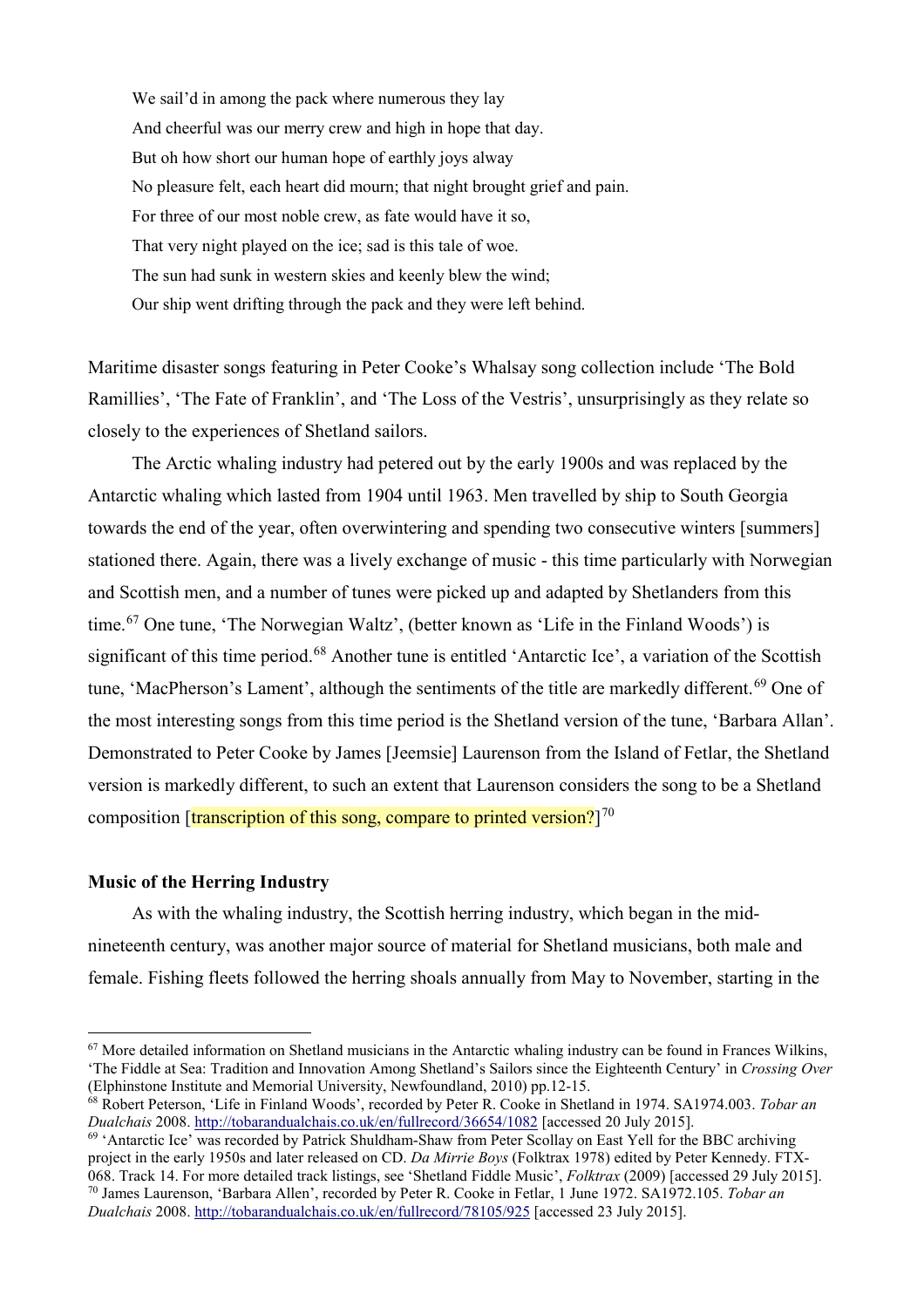We sail'd in among the pack where numerous they lay  
And cheerful was our merry crew and high in hope that day.  
But oh how short our human hope of earthly joys alway  
No pleasure felt, each heart did mourn; that night brought grief and pain.  
For three of our most noble crew, as fate would have it so,  
That very night played on the ice; sad is this tale of woe.  
The sun had sunk in western skies and keenly blew the wind;  
Our ship went drifting through the pack and they were left behind.

Maritime disaster songs featuring in Peter Cooke's Whalsay song collection include 'The Bold Ramillies', 'The Fate of Franklin', and 'The Loss of the Vestris', unsurprisingly as they relate so closely to the experiences of Shetland sailors.

The Arctic whaling industry had petered out by the early 1900s and was replaced by the Antarctic whaling which lasted from 1904 until 1963. Men travelled by ship to South Georgia towards the end of the year, often overwintering and spending two consecutive winters [summers] stationed there. Again, there was a lively exchange of music - this time particularly with Norwegian and Scottish men, and a number of tunes were picked up and adapted by Shetlanders from this time.[67] One tune, 'The Norwegian Waltz', (better known as 'Life in the Finland Woods') is significant of this time period.[68] Another tune is entitled 'Antarctic Ice', a variation of the Scottish tune, 'MacPherson's Lament', although the sentiments of the title are markedly different.[69] One of the most interesting songs from this time period is the Shetland version of the tune, 'Barbara Allan'. Demonstrated to Peter Cooke by James [Jeemsie] Laurenson from the Island of Fetlar, the Shetland version is markedly different, to such an extent that Laurenson considers the song to be a Shetland composition [transcription of this song, compare to printed version?][70]

### Music of the Herring Industry

As with the whaling industry, the Scottish herring industry, which began in the mid-nineteenth century, was another major source of material for Shetland musicians, both male and female. Fishing fleets followed the herring shoals annually from May to November, starting in the

---

[67] More detailed information on Shetland musicians in the Antarctic whaling industry can be found in Frances Wilkins, 'The Fiddle at Sea: Tradition and Innovation Among Shetland's Sailors since the Eighteenth Century' in *Crossing Over* (Elphinstone Institute and Memorial University, Newfoundland, 2010) pp.12-15.

[68] Robert Peterson, 'Life in Finland Woods', recorded by Peter R. Cooke in Shetland in 1974. SA1974.003. *Tobar an Dualchais* 2008. http://tobarandualchais.co.uk/en/fullrecord/36654/1082 [accessed 20 July 2015].

[69] 'Antarctic Ice' was recorded by Patrick Shuldham-Shaw from Peter Scollay on East Yell for the BBC archiving project in the early 1950s and later released on CD. *Da Mirrie Boys* (Folktrax 1978) edited by Peter Kennedy. FTX-068. Track 14. For more detailed track listings, see 'Shetland Fiddle Music', *Folktrax* (2009) [accessed 29 July 2015].

[70] James Laurenson, 'Barbara Allen', recorded by Peter R. Cooke in Fetlar, 1 June 1972. SA1972.105. *Tobar an Dualchais* 2008. http://tobarandualchais.co.uk/en/fullrecord/78105/925 [accessed 23 July 2015].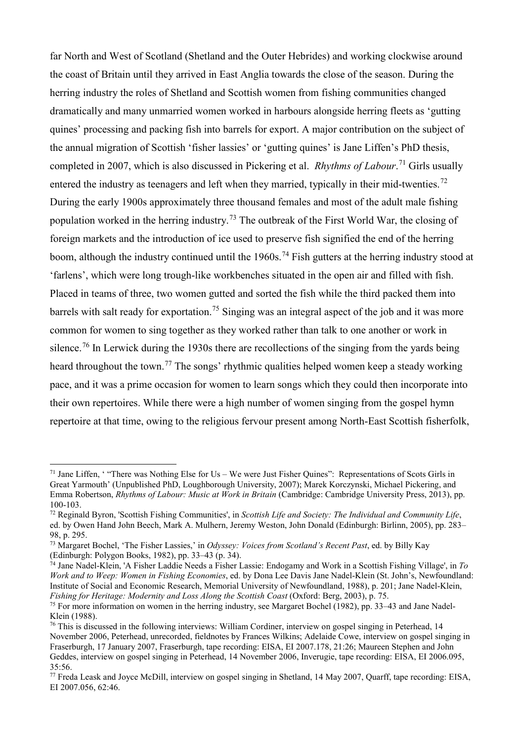far North and West of Scotland (Shetland and the Outer Hebrides) and working clockwise around the coast of Britain until they arrived in East Anglia towards the close of the season. During the herring industry the roles of Shetland and Scottish women from fishing communities changed dramatically and many unmarried women worked in harbours alongside herring fleets as 'gutting quines' processing and packing fish into barrels for export. A major contribution on the subject of the annual migration of Scottish 'fisher lassies' or 'gutting quines' is Jane Liffen's PhD thesis, completed in 2007, which is also discussed in Pickering et al. *Rhythms of Labour*.[71] Girls usually entered the industry as teenagers and left when they married, typically in their mid-twenties.[72] During the early 1900s approximately three thousand females and most of the adult male fishing population worked in the herring industry.[73] The outbreak of the First World War, the closing of foreign markets and the introduction of ice used to preserve fish signified the end of the herring boom, although the industry continued until the 1960s.[74] Fish gutters at the herring industry stood at 'farlens', which were long trough-like workbenches situated in the open air and filled with fish. Placed in teams of three, two women gutted and sorted the fish while the third packed them into barrels with salt ready for exportation.[75] Singing was an integral aspect of the job and it was more common for women to sing together as they worked rather than talk to one another or work in silence.[76] In Lerwick during the 1930s there are recollections of the singing from the yards being heard throughout the town.[77] The songs' rhythmic qualities helped women keep a steady working pace, and it was a prime occasion for women to learn songs which they could then incorporate into their own repertoires. While there were a high number of women singing from the gospel hymn repertoire at that time, owing to the religious fervour present among North-East Scottish fisherfolk,

---

[71] Jane Liffen, ' "There was Nothing Else for Us – We were Just Fisher Quines": Representations of Scots Girls in Great Yarmouth' (Unpublished PhD, Loughborough University, 2007); Marek Korczynski, Michael Pickering, and Emma Robertson, *Rhythms of Labour: Music at Work in Britain* (Cambridge: Cambridge University Press, 2013), pp. 100-103.

[72] Reginald Byron, 'Scottish Fishing Communities', in *Scottish Life and Society: The Individual and Community Life*, ed. by Owen Hand John Beech, Mark A. Mulhern, John Weston, John Donald (Edinburgh: Birlinn, 2005), pp. 283–98, p. 295.

[73] Margaret Bochel, 'The Fisher Lassies,' in *Odyssey: Voices from Scotland's Recent Past*, ed. by Billy Kay (Edinburgh: Polygon Books, 1982), pp. 33–43 (p. 34).

[74] Jane Nadel-Klein, 'A Fisher Laddie Needs a Fisher Lassie: Endogamy and Work in a Scottish Fishing Village', in *To Work and to Weep: Women in Fishing Economies*, ed. by Dona Lee Davis Jane Nadel-Klein (St. John's, Newfoundland: Institute of Social and Economic Research, Memorial University of Newfoundland, 1988), p. 201; Jane Nadel-Klein, *Fishing for Heritage: Modernity and Loss Along the Scottish Coast* (Oxford: Berg, 2003), p. 75.

[75] For more information on women in the herring industry, see Margaret Bochel (1982), pp. 33–43 and Jane Nadel-Klein (1988).

[76] This is discussed in the following interviews: William Cordiner, interview on gospel singing in Peterhead, 14 November 2006, Peterhead, unrecorded, fieldnotes by Frances Wilkins; Adelaide Cowe, interview on gospel singing in Fraserburgh, 17 January 2007, Fraserburgh, tape recording: EISA, EI 2007.178, 21:26; Maureen Stephen and John Geddes, interview on gospel singing in Peterhead, 14 November 2006, Inverugie, tape recording: EISA, EI 2006.095, 35:56.

[77] Freda Leask and Joyce McDill, interview on gospel singing in Shetland, 14 May 2007, Quarff, tape recording: EISA, EI 2007.056, 62:46.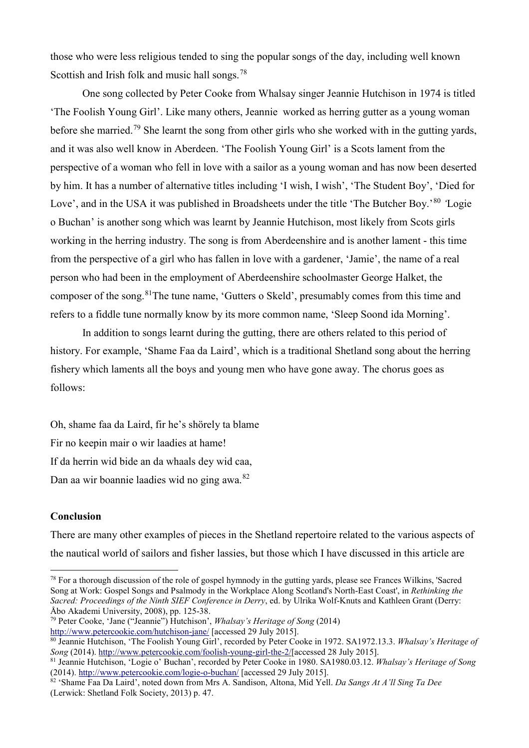those who were less religious tended to sing the popular songs of the day, including well known Scottish and Irish folk and music hall songs.[78]

One song collected by Peter Cooke from Whalsay singer Jeannie Hutchison in 1974 is titled 'The Foolish Young Girl'. Like many others, Jeannie worked as herring gutter as a young woman before she married.[79] She learnt the song from other girls who she worked with in the gutting yards, and it was also well know in Aberdeen. 'The Foolish Young Girl' is a Scots lament from the perspective of a woman who fell in love with a sailor as a young woman and has now been deserted by him. It has a number of alternative titles including 'I wish, I wish', 'The Student Boy', 'Died for Love', and in the USA it was published in Broadsheets under the title 'The Butcher Boy.'[80] 'Logie o Buchan' is another song which was learnt by Jeannie Hutchison, most likely from Scots girls working in the herring industry. The song is from Aberdeenshire and is another lament - this time from the perspective of a girl who has fallen in love with a gardener, 'Jamie', the name of a real person who had been in the employment of Aberdeenshire schoolmaster George Halket, the composer of the song.[81]The tune name, 'Gutters o Skeld', presumably comes from this time and refers to a fiddle tune normally know by its more common name, 'Sleep Soond ida Morning'.

In addition to songs learnt during the gutting, there are others related to this period of history. For example, 'Shame Faa da Laird', which is a traditional Shetland song about the herring fishery which laments all the boys and young men who have gone away. The chorus goes as follows:

Oh, shame faa da Laird, fir he's shörely ta blame
Fir no keepin mair o wir laadies at hame!
If da herrin wid bide an da whaals dey wid caa,
Dan aa wir boannie laadies wid no ging awa.[82]

**Conclusion**

There are many other examples of pieces in the Shetland repertoire related to the various aspects of the nautical world of sailors and fisher lassies, but those which I have discussed in this article are

[78] For a thorough discussion of the role of gospel hymnody in the gutting yards, please see Frances Wilkins, 'Sacred Song at Work: Gospel Songs and Psalmody in the Workplace Along Scotland's North-East Coast', in *Rethinking the Sacred: Proceedings of the Ninth SIEF Conference in Derry*, ed. by Ulrika Wolf-Knuts and Kathleen Grant (Derry: Åbo Akademi University, 2008), pp. 125-38.

[79] Peter Cooke, 'Jane ("Jeannie") Hutchison', *Whalsay's Heritage of Song* (2014) http://www.petercookie.com/hutchison-jane/ [accessed 29 July 2015].

[80] Jeannie Hutchison, 'The Foolish Young Girl', recorded by Peter Cooke in 1972. SA1972.13.3. *Whalsay's Heritage of Song* (2014). http://www.petercookie.com/foolish-young-girl-the-2/[accessed 28 July 2015].

[81] Jeannie Hutchison, 'Logie o' Buchan', recorded by Peter Cooke in 1980. SA1980.03.12. *Whalsay's Heritage of Song* (2014). http://www.petercookie.com/logie-o-buchan/ [accessed 29 July 2015].

[82] 'Shame Faa Da Laird', noted down from Mrs A. Sandison, Altona, Mid Yell. *Da Sangs At A'll Sing Ta Dee* (Lerwick: Shetland Folk Society, 2013) p. 47.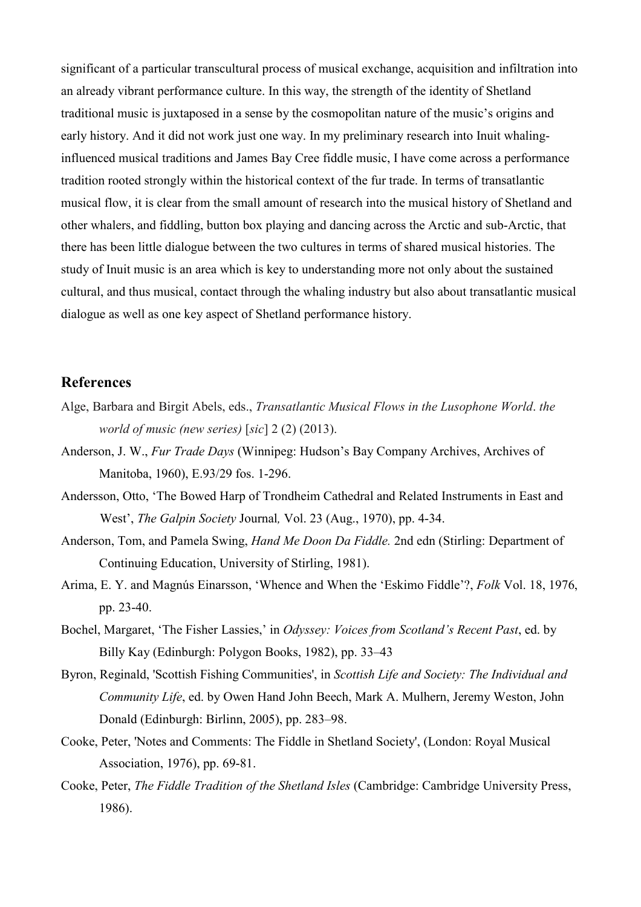significant of a particular transcultural process of musical exchange, acquisition and infiltration into an already vibrant performance culture. In this way, the strength of the identity of Shetland traditional music is juxtaposed in a sense by the cosmopolitan nature of the music's origins and early history. And it did not work just one way. In my preliminary research into Inuit whaling-influenced musical traditions and James Bay Cree fiddle music, I have come across a performance tradition rooted strongly within the historical context of the fur trade. In terms of transatlantic musical flow, it is clear from the small amount of research into the musical history of Shetland and other whalers, and fiddling, button box playing and dancing across the Arctic and sub-Arctic, that there has been little dialogue between the two cultures in terms of shared musical histories. The study of Inuit music is an area which is key to understanding more not only about the sustained cultural, and thus musical, contact through the whaling industry but also about transatlantic musical dialogue as well as one key aspect of Shetland performance history.

## References

Alge, Barbara and Birgit Abels, eds., *Transatlantic Musical Flows in the Lusophone World*. *the world of music (new series)* [*sic*] 2 (2) (2013).

Anderson, J. W., *Fur Trade Days* (Winnipeg: Hudson's Bay Company Archives, Archives of Manitoba, 1960), E.93/29 fos. 1-296.

Andersson, Otto, 'The Bowed Harp of Trondheim Cathedral and Related Instruments in East and West', *The Galpin Society* Journal*,* Vol. 23 (Aug., 1970), pp. 4-34.

Anderson, Tom, and Pamela Swing, *Hand Me Doon Da Fiddle.* 2nd edn (Stirling: Department of Continuing Education, University of Stirling, 1981).

Arima, E. Y. and Magnús Einarsson, 'Whence and When the 'Eskimo Fiddle'?, *Folk* Vol. 18, 1976, pp. 23-40.

Bochel, Margaret, 'The Fisher Lassies,' in *Odyssey: Voices from Scotland's Recent Past*, ed. by Billy Kay (Edinburgh: Polygon Books, 1982), pp. 33–43

Byron, Reginald, 'Scottish Fishing Communities', in *Scottish Life and Society: The Individual and Community Life*, ed. by Owen Hand John Beech, Mark A. Mulhern, Jeremy Weston, John Donald (Edinburgh: Birlinn, 2005), pp. 283–98.

Cooke, Peter, 'Notes and Comments: The Fiddle in Shetland Society', (London: Royal Musical Association, 1976), pp. 69-81.

Cooke, Peter, *The Fiddle Tradition of the Shetland Isles* (Cambridge: Cambridge University Press, 1986).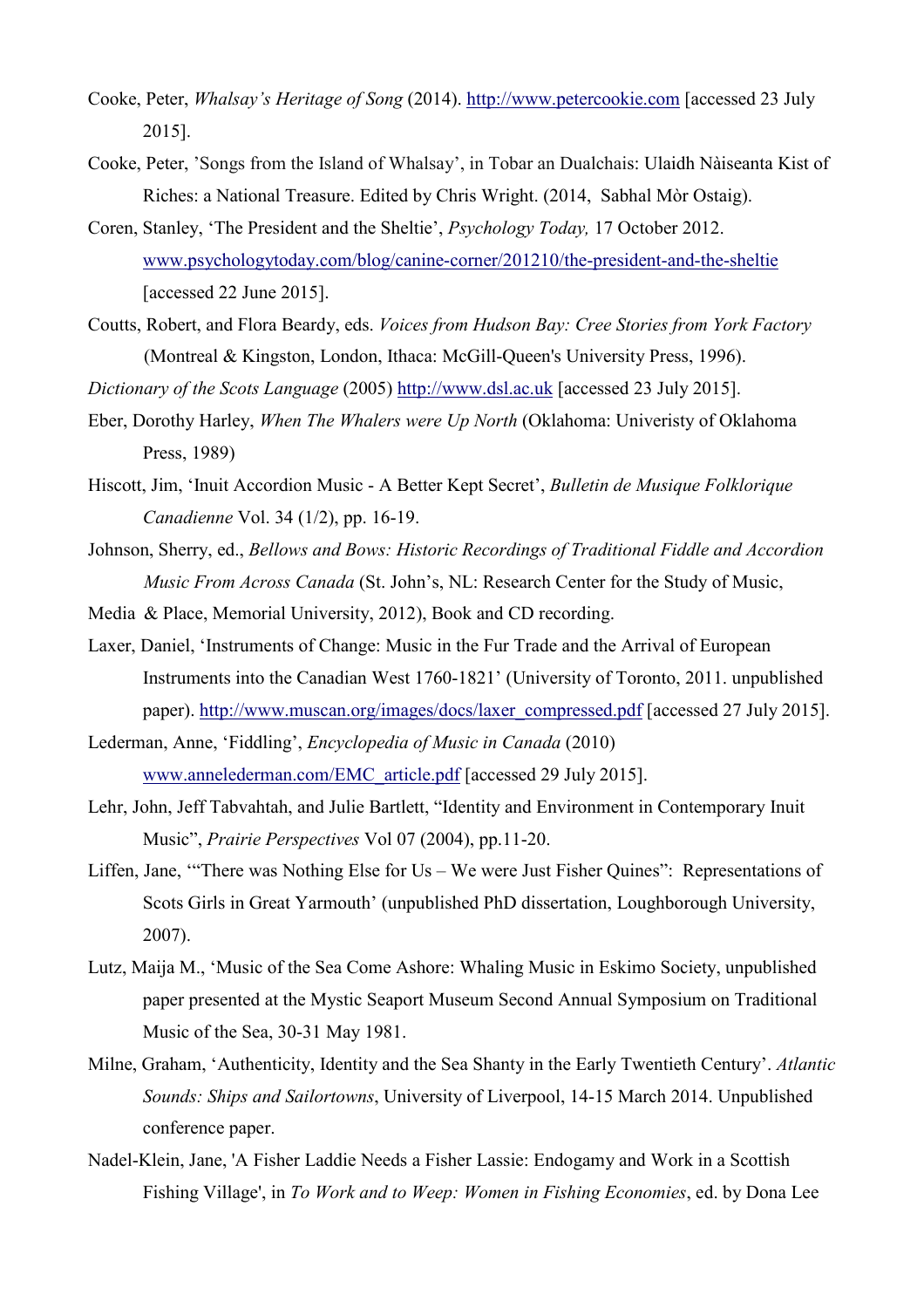Cooke, Peter, *Whalsay's Heritage of Song* (2014). http://www.petercookie.com [accessed 23 July 2015].

Cooke, Peter, 'Songs from the Island of Whalsay', in Tobar an Dualchais: Ulaidh Nàiseanta Kist of Riches: a National Treasure. Edited by Chris Wright. (2014, Sabhal Mòr Ostaig).

Coren, Stanley, 'The President and the Sheltie', *Psychology Today,* 17 October 2012. www.psychologytoday.com/blog/canine-corner/201210/the-president-and-the-sheltie [accessed 22 June 2015].

Coutts, Robert, and Flora Beardy, eds. *Voices from Hudson Bay: Cree Stories from York Factory* (Montreal & Kingston, London, Ithaca: McGill-Queen's University Press, 1996).

*Dictionary of the Scots Language* (2005) http://www.dsl.ac.uk [accessed 23 July 2015].

Eber, Dorothy Harley, *When The Whalers were Up North* (Oklahoma: Univeristy of Oklahoma Press, 1989)

Hiscott, Jim, 'Inuit Accordion Music - A Better Kept Secret', *Bulletin de Musique Folklorique Canadienne* Vol. 34 (1/2), pp. 16-19.

Johnson, Sherry, ed., *Bellows and Bows: Historic Recordings of Traditional Fiddle and Accordion Music From Across Canada* (St. John's, NL: Research Center for the Study of Music, Media & Place, Memorial University, 2012), Book and CD recording.

Laxer, Daniel, 'Instruments of Change: Music in the Fur Trade and the Arrival of European Instruments into the Canadian West 1760-1821' (University of Toronto, 2011. unpublished paper). http://www.muscan.org/images/docs/laxer_compressed.pdf [accessed 27 July 2015].

Lederman, Anne, 'Fiddling', *Encyclopedia of Music in Canada* (2010) www.annelederman.com/EMC_article.pdf [accessed 29 July 2015].

Lehr, John, Jeff Tabvahtah, and Julie Bartlett, "Identity and Environment in Contemporary Inuit Music", *Prairie Perspectives* Vol 07 (2004), pp.11-20.

Liffen, Jane, '"There was Nothing Else for Us – We were Just Fisher Quines": Representations of Scots Girls in Great Yarmouth' (unpublished PhD dissertation, Loughborough University, 2007).

Lutz, Maija M., 'Music of the Sea Come Ashore: Whaling Music in Eskimo Society, unpublished paper presented at the Mystic Seaport Museum Second Annual Symposium on Traditional Music of the Sea, 30-31 May 1981.

Milne, Graham, 'Authenticity, Identity and the Sea Shanty in the Early Twentieth Century'. *Atlantic Sounds: Ships and Sailortowns*, University of Liverpool, 14-15 March 2014. Unpublished conference paper.

Nadel-Klein, Jane, 'A Fisher Laddie Needs a Fisher Lassie: Endogamy and Work in a Scottish Fishing Village', in *To Work and to Weep: Women in Fishing Economies*, ed. by Dona Lee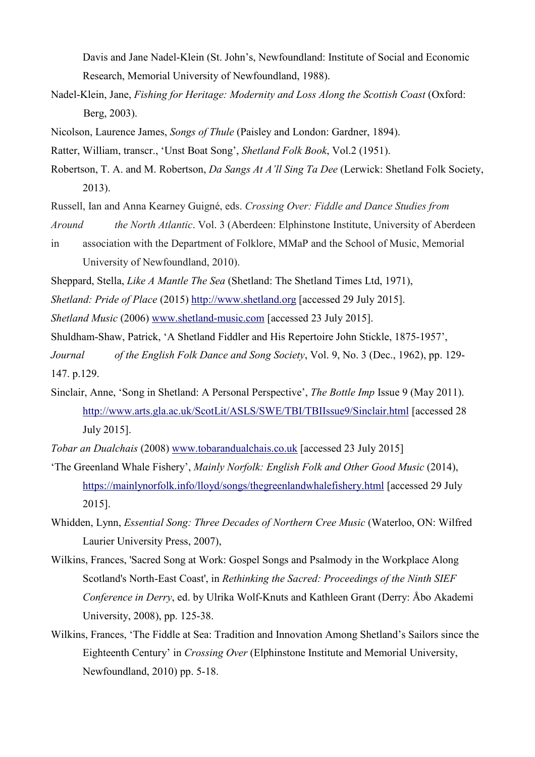Davis and Jane Nadel-Klein (St. John's, Newfoundland: Institute of Social and Economic Research, Memorial University of Newfoundland, 1988).

Nadel-Klein, Jane, *Fishing for Heritage: Modernity and Loss Along the Scottish Coast* (Oxford: Berg, 2003).

Nicolson, Laurence James, *Songs of Thule* (Paisley and London: Gardner, 1894).

Ratter, William, transcr., 'Unst Boat Song', *Shetland Folk Book*, Vol.2 (1951).

Robertson, T. A. and M. Robertson, *Da Sangs At A'll Sing Ta Dee* (Lerwick: Shetland Folk Society, 2013).

Russell, Ian and Anna Kearney Guigné, eds. *Crossing Over: Fiddle and Dance Studies from Around the North Atlantic*. Vol. 3 (Aberdeen: Elphinstone Institute, University of Aberdeen in association with the Department of Folklore, MMaP and the School of Music, Memorial University of Newfoundland, 2010).

Sheppard, Stella, *Like A Mantle The Sea* (Shetland: The Shetland Times Ltd, 1971),

*Shetland: Pride of Place* (2015) http://www.shetland.org [accessed 29 July 2015].

*Shetland Music* (2006) www.shetland-music.com [accessed 23 July 2015].

Shuldham-Shaw, Patrick, 'A Shetland Fiddler and His Repertoire John Stickle, 1875-1957', *Journal of the English Folk Dance and Song Society*, Vol. 9, No. 3 (Dec., 1962), pp. 129-147. p.129.

Sinclair, Anne, 'Song in Shetland: A Personal Perspective', *The Bottle Imp* Issue 9 (May 2011). http://www.arts.gla.ac.uk/ScotLit/ASLS/SWE/TBI/TBIIssue9/Sinclair.html [accessed 28 July 2015].

*Tobar an Dualchais* (2008) www.tobarandualchais.co.uk [accessed 23 July 2015]

'The Greenland Whale Fishery', *Mainly Norfolk: English Folk and Other Good Music* (2014), https://mainlynorfolk.info/lloyd/songs/thegreenlandwhalefishery.html [accessed 29 July 2015].

Whidden, Lynn, *Essential Song: Three Decades of Northern Cree Music* (Waterloo, ON: Wilfred Laurier University Press, 2007),

Wilkins, Frances, 'Sacred Song at Work: Gospel Songs and Psalmody in the Workplace Along Scotland's North-East Coast', in *Rethinking the Sacred: Proceedings of the Ninth SIEF Conference in Derry*, ed. by Ulrika Wolf-Knuts and Kathleen Grant (Derry: Åbo Akademi University, 2008), pp. 125-38.

Wilkins, Frances, 'The Fiddle at Sea: Tradition and Innovation Among Shetland's Sailors since the Eighteenth Century' in *Crossing Over* (Elphinstone Institute and Memorial University, Newfoundland, 2010) pp. 5-18.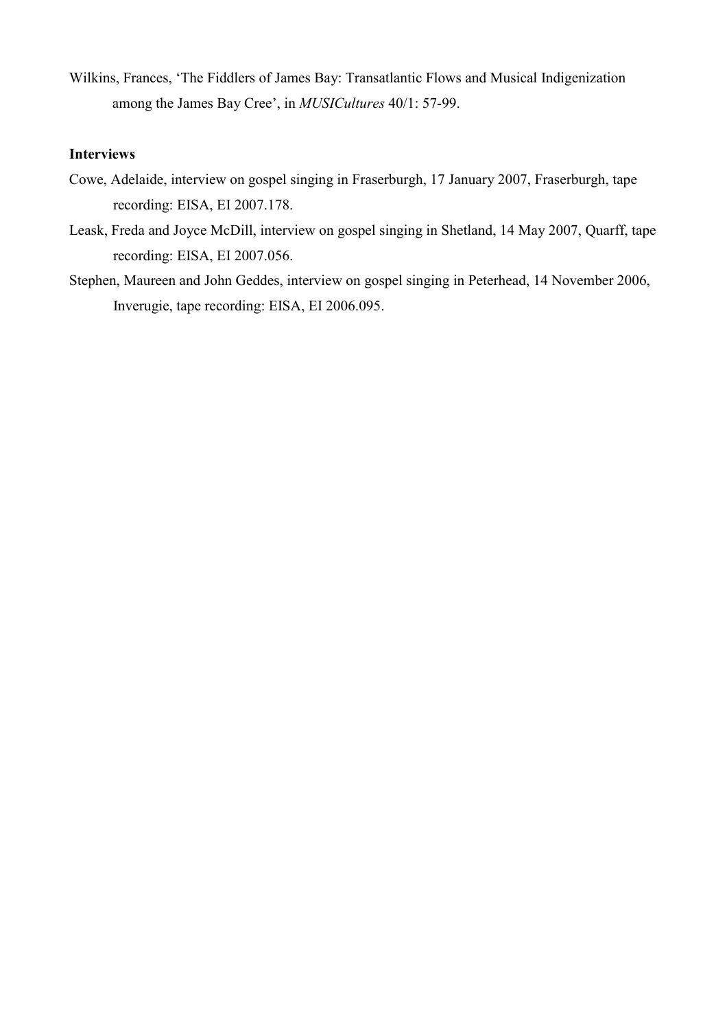Wilkins, Frances, 'The Fiddlers of James Bay: Transatlantic Flows and Musical Indigenization among the James Bay Cree', in *MUSICultures* 40/1: 57-99.

**Interviews**

Cowe, Adelaide, interview on gospel singing in Fraserburgh, 17 January 2007, Fraserburgh, tape recording: EISA, EI 2007.178.

Leask, Freda and Joyce McDill, interview on gospel singing in Shetland, 14 May 2007, Quarff, tape recording: EISA, EI 2007.056.

Stephen, Maureen and John Geddes, interview on gospel singing in Peterhead, 14 November 2006, Inverugie, tape recording: EISA, EI 2006.095.